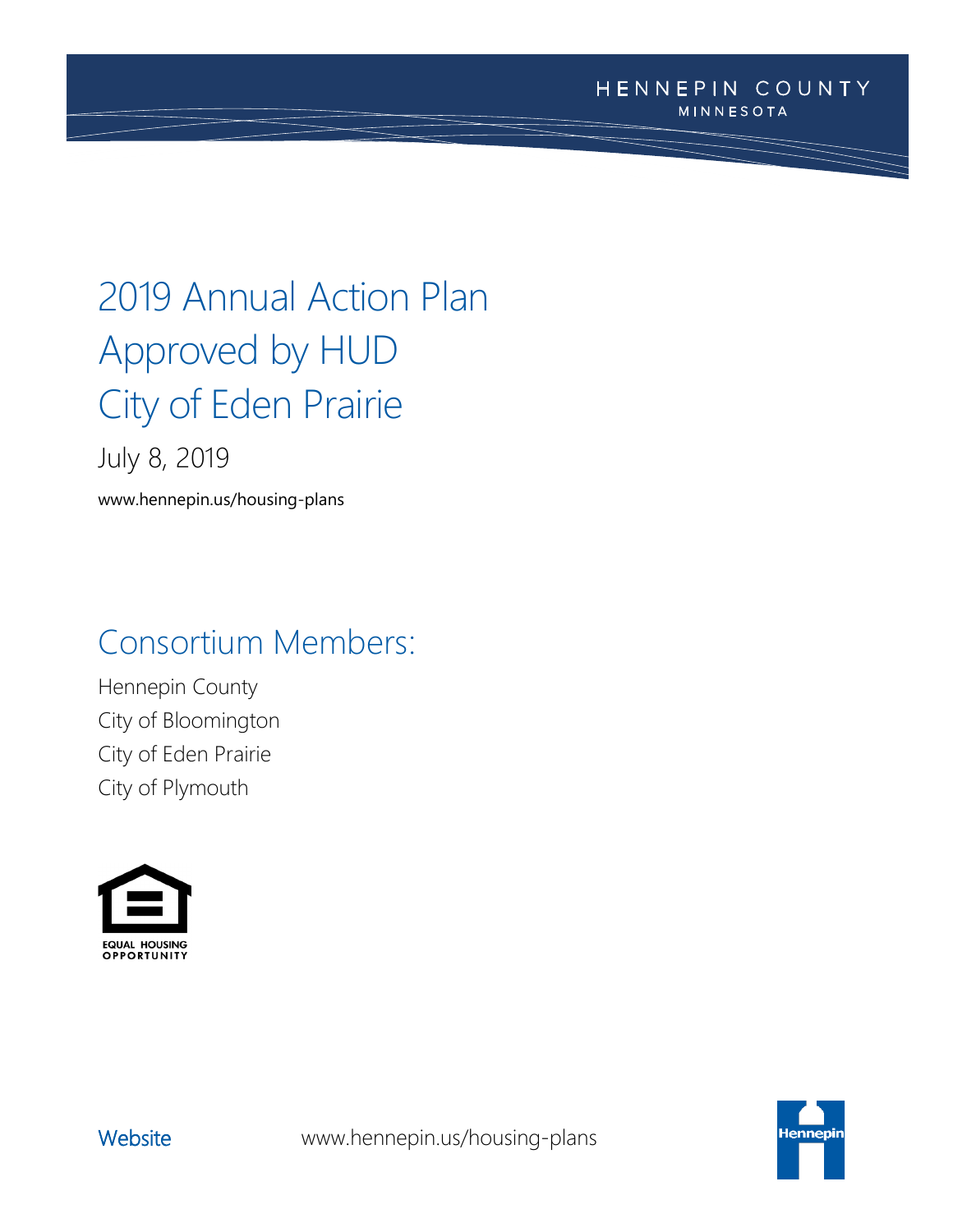HENNEPIN COUNTY
MINNESOTA

# 2019 Annual Action Plan
# Approved by HUD
# City of Eden Prairie

July 8, 2019

www.hennepin.us/housing-plans

## Consortium Members:

Hennepin County
City of Bloomington
City of Eden Prairie
City of Plymouth

EQUAL HOUSING OPPORTUNITY

Website www.hennepin.us/housing-plans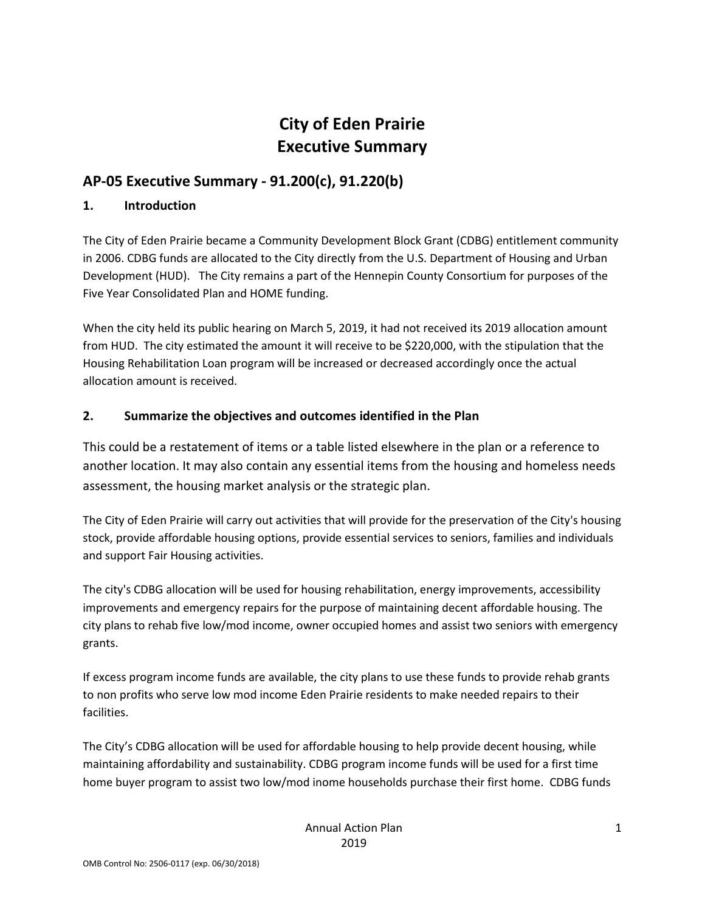# City of Eden Prairie
# Executive Summary

## AP-05 Executive Summary - 91.200(c), 91.220(b)

### 1. Introduction

The City of Eden Prairie became a Community Development Block Grant (CDBG) entitlement community in 2006. CDBG funds are allocated to the City directly from the U.S. Department of Housing and Urban Development (HUD). The City remains a part of the Hennepin County Consortium for purposes of the Five Year Consolidated Plan and HOME funding.

When the city held its public hearing on March 5, 2019, it had not received its 2019 allocation amount from HUD. The city estimated the amount it will receive to be $220,000, with the stipulation that the Housing Rehabilitation Loan program will be increased or decreased accordingly once the actual allocation amount is received.

### 2. Summarize the objectives and outcomes identified in the Plan

This could be a restatement of items or a table listed elsewhere in the plan or a reference to another location. It may also contain any essential items from the housing and homeless needs assessment, the housing market analysis or the strategic plan.

The City of Eden Prairie will carry out activities that will provide for the preservation of the City's housing stock, provide affordable housing options, provide essential services to seniors, families and individuals and support Fair Housing activities.

The city's CDBG allocation will be used for housing rehabilitation, energy improvements, accessibility improvements and emergency repairs for the purpose of maintaining decent affordable housing. The city plans to rehab five low/mod income, owner occupied homes and assist two seniors with emergency grants.

If excess program income funds are available, the city plans to use these funds to provide rehab grants to non profits who serve low mod income Eden Prairie residents to make needed repairs to their facilities.

The City's CDBG allocation will be used for affordable housing to help provide decent housing, while maintaining affordability and sustainability. CDBG program income funds will be used for a first time home buyer program to assist two low/mod inome households purchase their first home. CDBG funds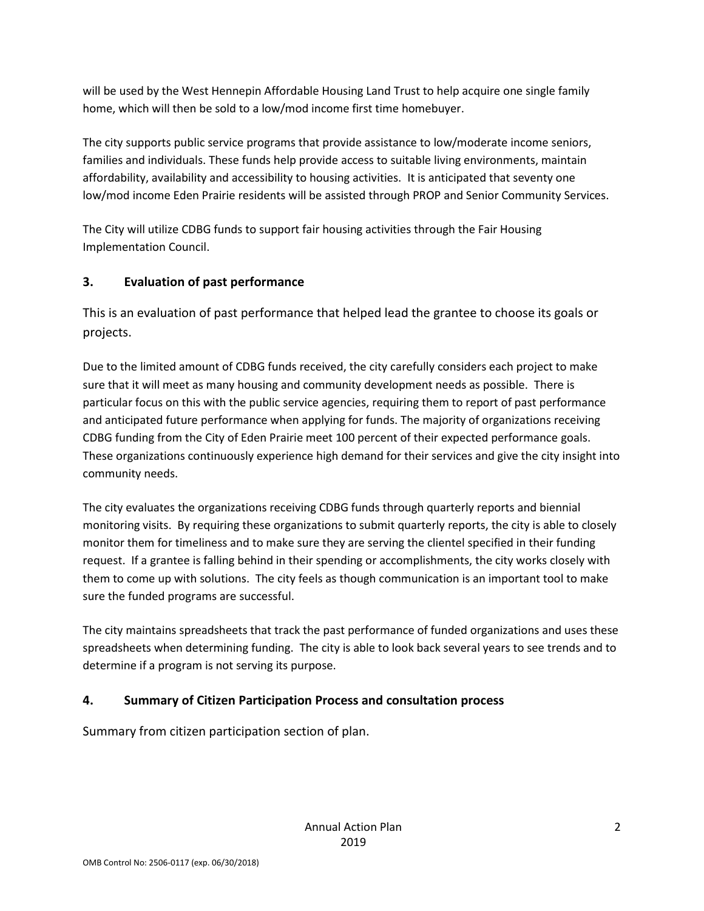will be used by the West Hennepin Affordable Housing Land Trust to help acquire one single family home, which will then be sold to a low/mod income first time homebuyer.

The city supports public service programs that provide assistance to low/moderate income seniors, families and individuals. These funds help provide access to suitable living environments, maintain affordability, availability and accessibility to housing activities. It is anticipated that seventy one low/mod income Eden Prairie residents will be assisted through PROP and Senior Community Services.

The City will utilize CDBG funds to support fair housing activities through the Fair Housing Implementation Council.

## 3. Evaluation of past performance

This is an evaluation of past performance that helped lead the grantee to choose its goals or projects.

Due to the limited amount of CDBG funds received, the city carefully considers each project to make sure that it will meet as many housing and community development needs as possible. There is particular focus on this with the public service agencies, requiring them to report of past performance and anticipated future performance when applying for funds. The majority of organizations receiving CDBG funding from the City of Eden Prairie meet 100 percent of their expected performance goals. These organizations continuously experience high demand for their services and give the city insight into community needs.

The city evaluates the organizations receiving CDBG funds through quarterly reports and biennial monitoring visits. By requiring these organizations to submit quarterly reports, the city is able to closely monitor them for timeliness and to make sure they are serving the clientel specified in their funding request. If a grantee is falling behind in their spending or accomplishments, the city works closely with them to come up with solutions. The city feels as though communication is an important tool to make sure the funded programs are successful.

The city maintains spreadsheets that track the past performance of funded organizations and uses these spreadsheets when determining funding. The city is able to look back several years to see trends and to determine if a program is not serving its purpose.

## 4. Summary of Citizen Participation Process and consultation process

Summary from citizen participation section of plan.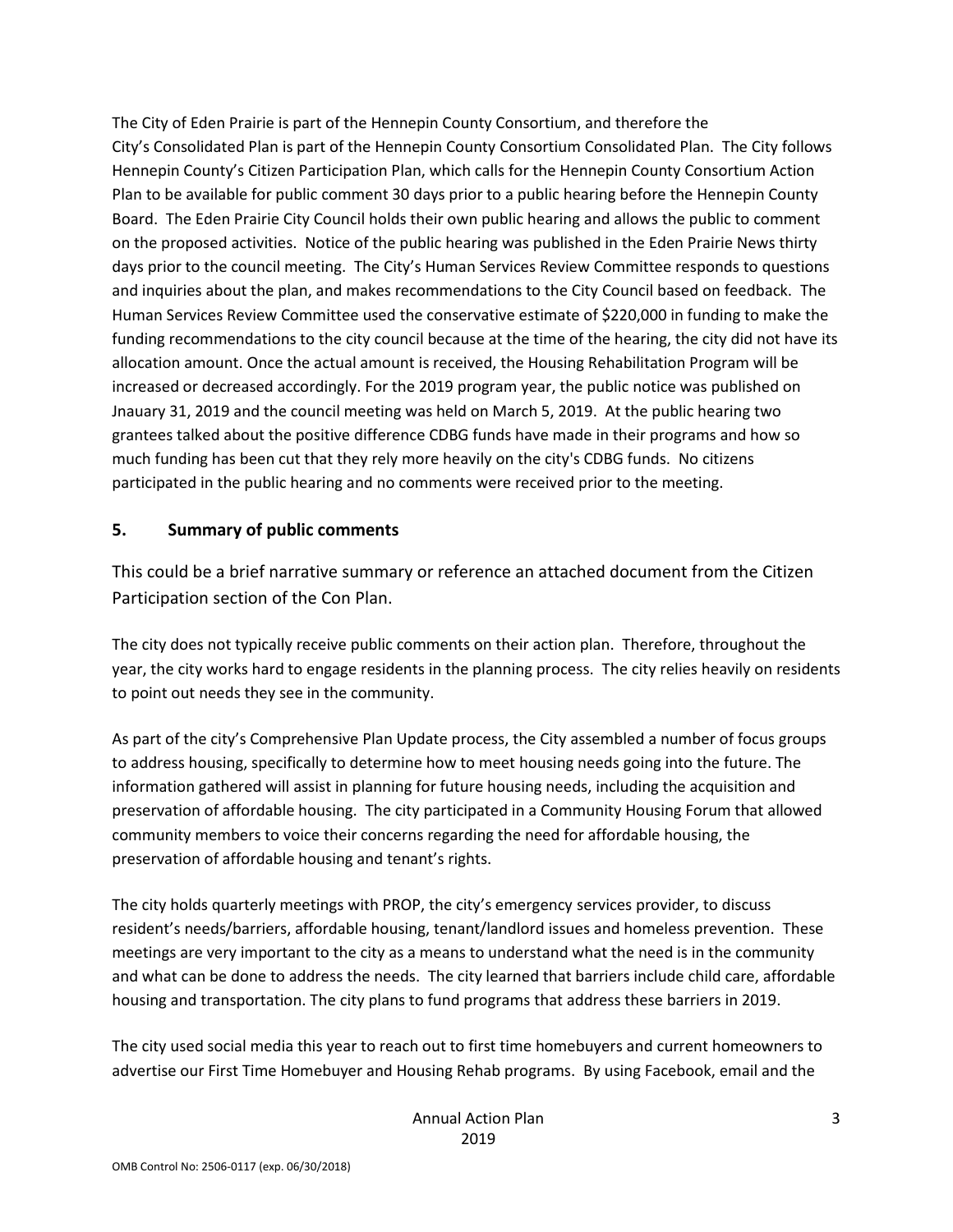The City of Eden Prairie is part of the Hennepin County Consortium, and therefore the City's Consolidated Plan is part of the Hennepin County Consortium Consolidated Plan. The City follows Hennepin County's Citizen Participation Plan, which calls for the Hennepin County Consortium Action Plan to be available for public comment 30 days prior to a public hearing before the Hennepin County Board. The Eden Prairie City Council holds their own public hearing and allows the public to comment on the proposed activities. Notice of the public hearing was published in the Eden Prairie News thirty days prior to the council meeting. The City's Human Services Review Committee responds to questions and inquiries about the plan, and makes recommendations to the City Council based on feedback. The Human Services Review Committee used the conservative estimate of $220,000 in funding to make the funding recommendations to the city council because at the time of the hearing, the city did not have its allocation amount. Once the actual amount is received, the Housing Rehabilitation Program will be increased or decreased accordingly. For the 2019 program year, the public notice was published on Jnauary 31, 2019 and the council meeting was held on March 5, 2019. At the public hearing two grantees talked about the positive difference CDBG funds have made in their programs and how so much funding has been cut that they rely more heavily on the city's CDBG funds. No citizens participated in the public hearing and no comments were received prior to the meeting.

## 5. Summary of public comments

This could be a brief narrative summary or reference an attached document from the Citizen Participation section of the Con Plan.

The city does not typically receive public comments on their action plan. Therefore, throughout the year, the city works hard to engage residents in the planning process. The city relies heavily on residents to point out needs they see in the community.

As part of the city's Comprehensive Plan Update process, the City assembled a number of focus groups to address housing, specifically to determine how to meet housing needs going into the future. The information gathered will assist in planning for future housing needs, including the acquisition and preservation of affordable housing. The city participated in a Community Housing Forum that allowed community members to voice their concerns regarding the need for affordable housing, the preservation of affordable housing and tenant's rights.

The city holds quarterly meetings with PROP, the city's emergency services provider, to discuss resident's needs/barriers, affordable housing, tenant/landlord issues and homeless prevention. These meetings are very important to the city as a means to understand what the need is in the community and what can be done to address the needs. The city learned that barriers include child care, affordable housing and transportation. The city plans to fund programs that address these barriers in 2019.

The city used social media this year to reach out to first time homebuyers and current homeowners to advertise our First Time Homebuyer and Housing Rehab programs. By using Facebook, email and the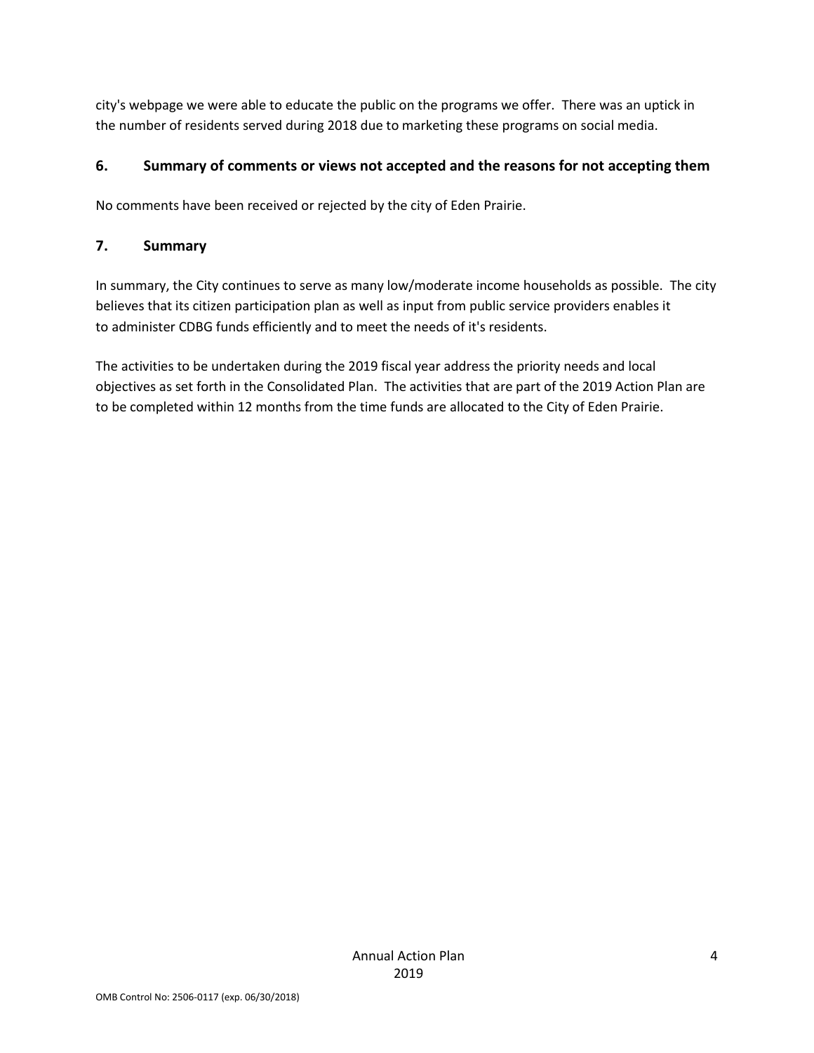city's webpage we were able to educate the public on the programs we offer. There was an uptick in the number of residents served during 2018 due to marketing these programs on social media.

## 6. Summary of comments or views not accepted and the reasons for not accepting them

No comments have been received or rejected by the city of Eden Prairie.

## 7. Summary

In summary, the City continues to serve as many low/moderate income households as possible. The city believes that its citizen participation plan as well as input from public service providers enables it to administer CDBG funds efficiently and to meet the needs of it's residents.

The activities to be undertaken during the 2019 fiscal year address the priority needs and local objectives as set forth in the Consolidated Plan. The activities that are part of the 2019 Action Plan are to be completed within 12 months from the time funds are allocated to the City of Eden Prairie.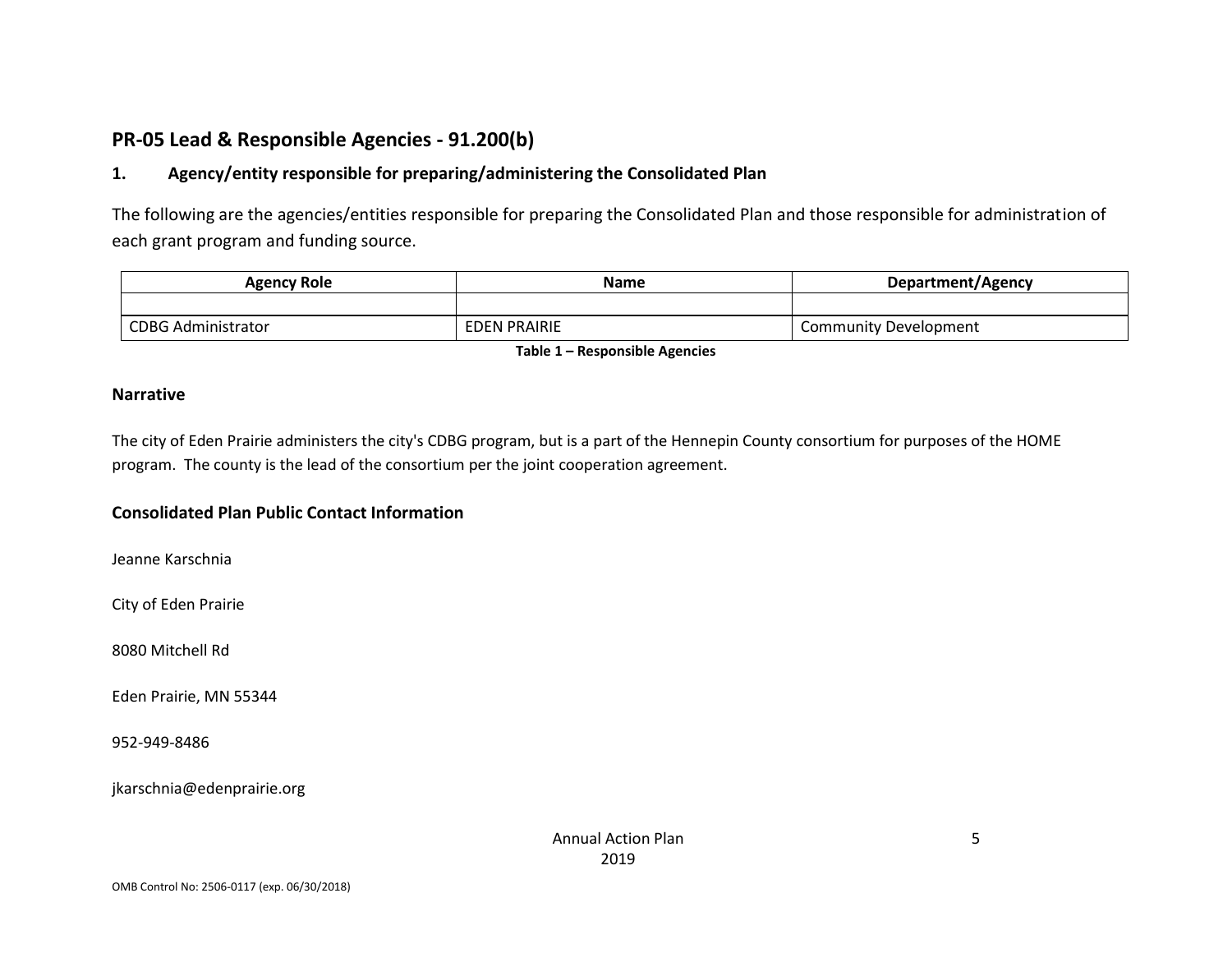## PR-05 Lead & Responsible Agencies - 91.200(b)

### 1. Agency/entity responsible for preparing/administering the Consolidated Plan

The following are the agencies/entities responsible for preparing the Consolidated Plan and those responsible for administration of each grant program and funding source.

| Agency Role | Name | Department/Agency |
|---|---|---|
| | | |
| CDBG Administrator | EDEN PRAIRIE | Community Development |

**Table 1 – Responsible Agencies**

### Narrative

The city of Eden Prairie administers the city's CDBG program, but is a part of the Hennepin County consortium for purposes of the HOME program. The county is the lead of the consortium per the joint cooperation agreement.

### Consolidated Plan Public Contact Information

Jeanne Karschnia

City of Eden Prairie

8080 Mitchell Rd

Eden Prairie, MN 55344

952-949-8486

jkarschnia@edenprairie.org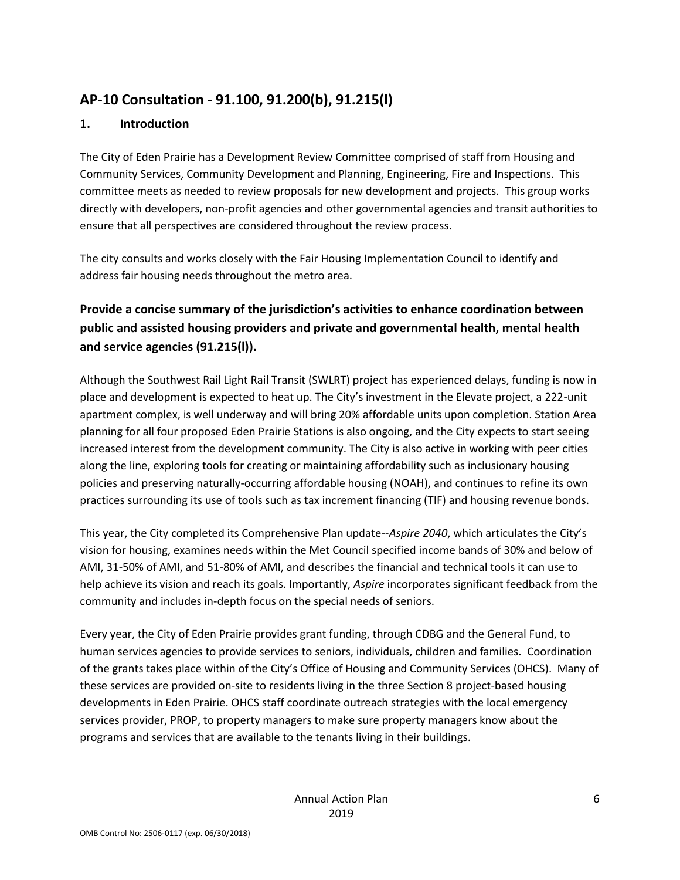## AP-10 Consultation - 91.100, 91.200(b), 91.215(l)

### 1. Introduction

The City of Eden Prairie has a Development Review Committee comprised of staff from Housing and Community Services, Community Development and Planning, Engineering, Fire and Inspections. This committee meets as needed to review proposals for new development and projects. This group works directly with developers, non-profit agencies and other governmental agencies and transit authorities to ensure that all perspectives are considered throughout the review process.

The city consults and works closely with the Fair Housing Implementation Council to identify and address fair housing needs throughout the metro area.

### Provide a concise summary of the jurisdiction's activities to enhance coordination between public and assisted housing providers and private and governmental health, mental health and service agencies (91.215(l)).

Although the Southwest Rail Light Rail Transit (SWLRT) project has experienced delays, funding is now in place and development is expected to heat up. The City's investment in the Elevate project, a 222-unit apartment complex, is well underway and will bring 20% affordable units upon completion. Station Area planning for all four proposed Eden Prairie Stations is also ongoing, and the City expects to start seeing increased interest from the development community. The City is also active in working with peer cities along the line, exploring tools for creating or maintaining affordability such as inclusionary housing policies and preserving naturally-occurring affordable housing (NOAH), and continues to refine its own practices surrounding its use of tools such as tax increment financing (TIF) and housing revenue bonds.

This year, the City completed its Comprehensive Plan update--*Aspire 2040*, which articulates the City's vision for housing, examines needs within the Met Council specified income bands of 30% and below of AMI, 31-50% of AMI, and 51-80% of AMI, and describes the financial and technical tools it can use to help achieve its vision and reach its goals. Importantly, *Aspire* incorporates significant feedback from the community and includes in-depth focus on the special needs of seniors.

Every year, the City of Eden Prairie provides grant funding, through CDBG and the General Fund, to human services agencies to provide services to seniors, individuals, children and families. Coordination of the grants takes place within of the City's Office of Housing and Community Services (OHCS). Many of these services are provided on-site to residents living in the three Section 8 project-based housing developments in Eden Prairie. OHCS staff coordinate outreach strategies with the local emergency services provider, PROP, to property managers to make sure property managers know about the programs and services that are available to the tenants living in their buildings.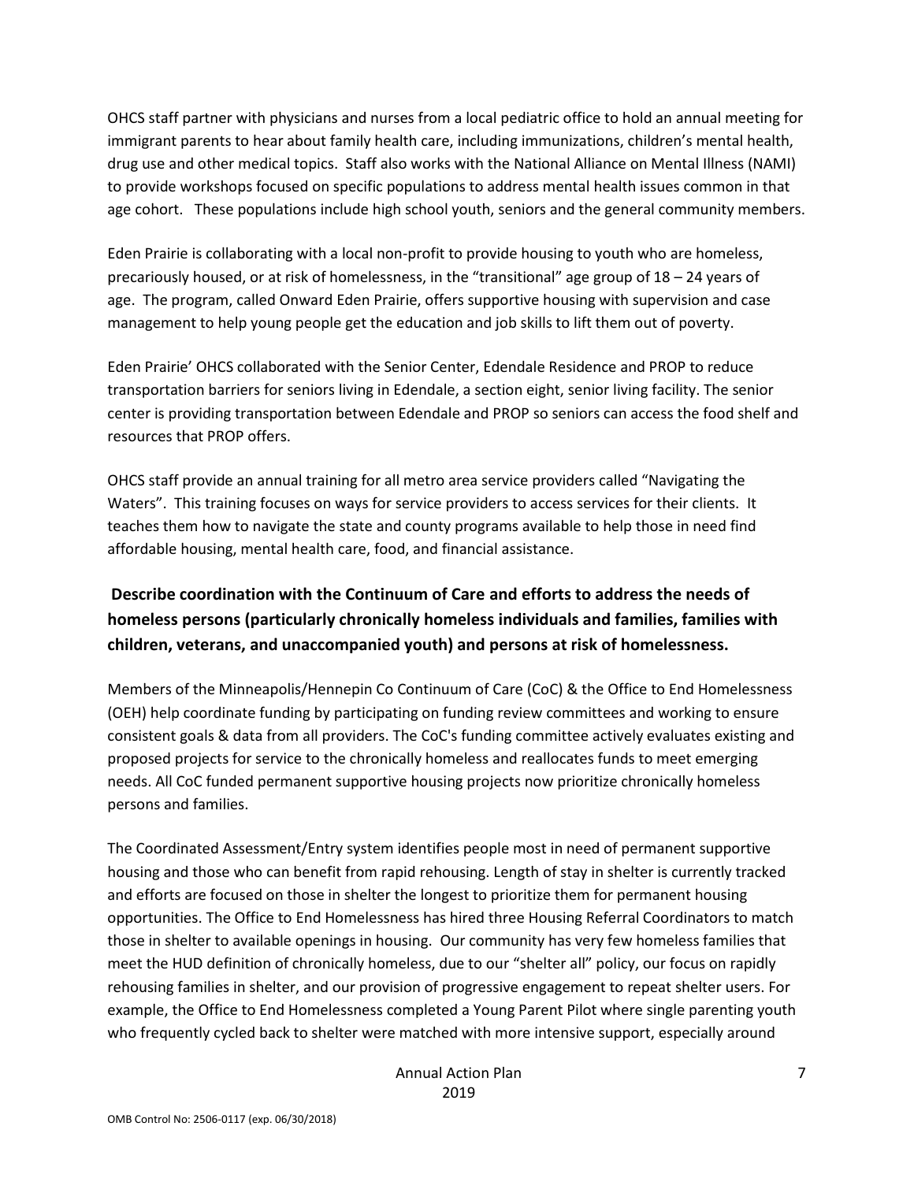OHCS staff partner with physicians and nurses from a local pediatric office to hold an annual meeting for immigrant parents to hear about family health care, including immunizations, children's mental health, drug use and other medical topics. Staff also works with the National Alliance on Mental Illness (NAMI) to provide workshops focused on specific populations to address mental health issues common in that age cohort. These populations include high school youth, seniors and the general community members.

Eden Prairie is collaborating with a local non-profit to provide housing to youth who are homeless, precariously housed, or at risk of homelessness, in the "transitional" age group of 18 – 24 years of age. The program, called Onward Eden Prairie, offers supportive housing with supervision and case management to help young people get the education and job skills to lift them out of poverty.

Eden Prairie' OHCS collaborated with the Senior Center, Edendale Residence and PROP to reduce transportation barriers for seniors living in Edendale, a section eight, senior living facility. The senior center is providing transportation between Edendale and PROP so seniors can access the food shelf and resources that PROP offers.

OHCS staff provide an annual training for all metro area service providers called "Navigating the Waters". This training focuses on ways for service providers to access services for their clients. It teaches them how to navigate the state and county programs available to help those in need find affordable housing, mental health care, food, and financial assistance.

**Describe coordination with the Continuum of Care and efforts to address the needs of homeless persons (particularly chronically homeless individuals and families, families with children, veterans, and unaccompanied youth) and persons at risk of homelessness.**

Members of the Minneapolis/Hennepin Co Continuum of Care (CoC) & the Office to End Homelessness (OEH) help coordinate funding by participating on funding review committees and working to ensure consistent goals & data from all providers. The CoC's funding committee actively evaluates existing and proposed projects for service to the chronically homeless and reallocates funds to meet emerging needs. All CoC funded permanent supportive housing projects now prioritize chronically homeless persons and families.

The Coordinated Assessment/Entry system identifies people most in need of permanent supportive housing and those who can benefit from rapid rehousing. Length of stay in shelter is currently tracked and efforts are focused on those in shelter the longest to prioritize them for permanent housing opportunities. The Office to End Homelessness has hired three Housing Referral Coordinators to match those in shelter to available openings in housing. Our community has very few homeless families that meet the HUD definition of chronically homeless, due to our "shelter all" policy, our focus on rapidly rehousing families in shelter, and our provision of progressive engagement to repeat shelter users. For example, the Office to End Homelessness completed a Young Parent Pilot where single parenting youth who frequently cycled back to shelter were matched with more intensive support, especially around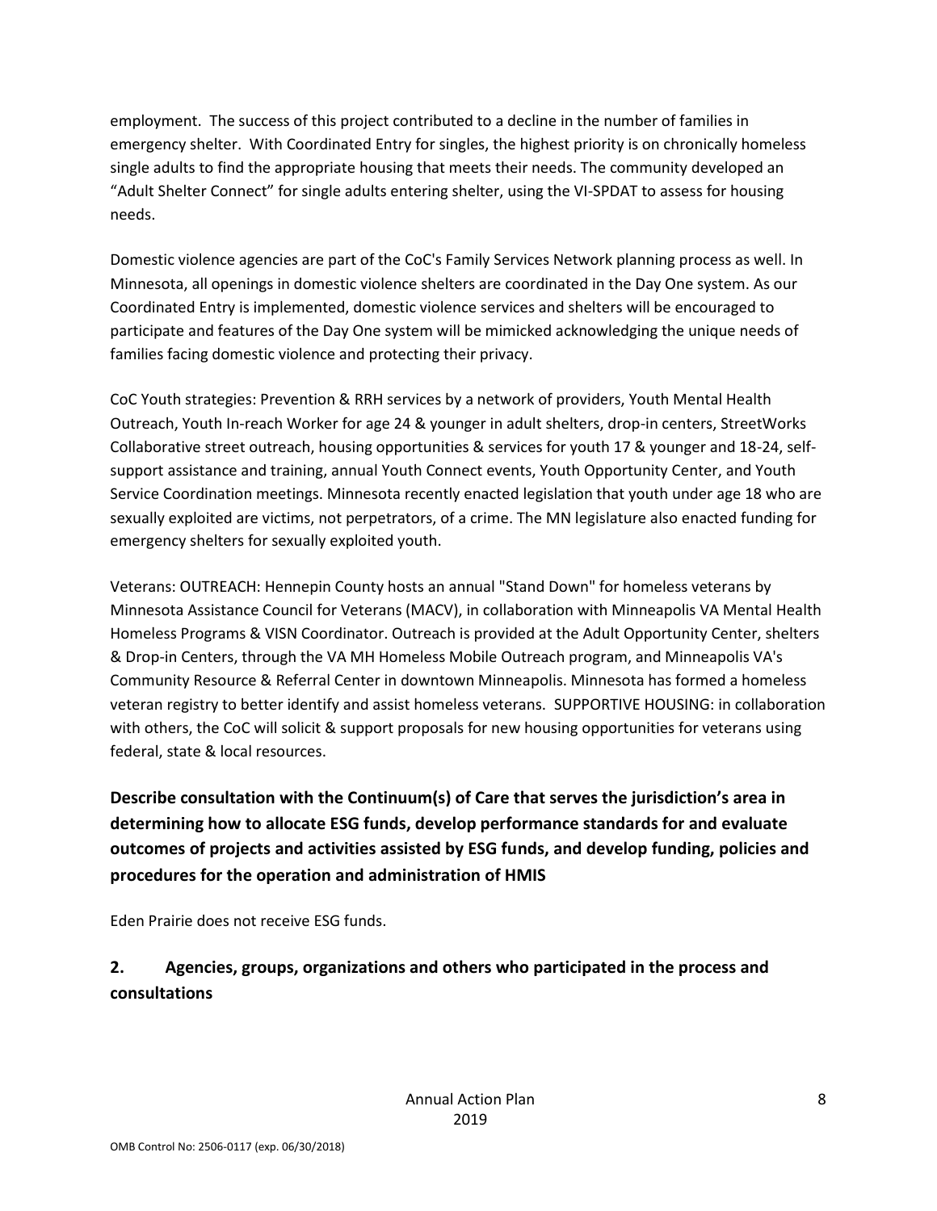employment. The success of this project contributed to a decline in the number of families in emergency shelter. With Coordinated Entry for singles, the highest priority is on chronically homeless single adults to find the appropriate housing that meets their needs. The community developed an "Adult Shelter Connect" for single adults entering shelter, using the VI-SPDAT to assess for housing needs.

Domestic violence agencies are part of the CoC's Family Services Network planning process as well. In Minnesota, all openings in domestic violence shelters are coordinated in the Day One system. As our Coordinated Entry is implemented, domestic violence services and shelters will be encouraged to participate and features of the Day One system will be mimicked acknowledging the unique needs of families facing domestic violence and protecting their privacy.

CoC Youth strategies: Prevention & RRH services by a network of providers, Youth Mental Health Outreach, Youth In-reach Worker for age 24 & younger in adult shelters, drop-in centers, StreetWorks Collaborative street outreach, housing opportunities & services for youth 17 & younger and 18-24, self-support assistance and training, annual Youth Connect events, Youth Opportunity Center, and Youth Service Coordination meetings. Minnesota recently enacted legislation that youth under age 18 who are sexually exploited are victims, not perpetrators, of a crime. The MN legislature also enacted funding for emergency shelters for sexually exploited youth.

Veterans: OUTREACH: Hennepin County hosts an annual "Stand Down" for homeless veterans by Minnesota Assistance Council for Veterans (MACV), in collaboration with Minneapolis VA Mental Health Homeless Programs & VISN Coordinator. Outreach is provided at the Adult Opportunity Center, shelters & Drop-in Centers, through the VA MH Homeless Mobile Outreach program, and Minneapolis VA's Community Resource & Referral Center in downtown Minneapolis. Minnesota has formed a homeless veteran registry to better identify and assist homeless veterans. SUPPORTIVE HOUSING: in collaboration with others, the CoC will solicit & support proposals for new housing opportunities for veterans using federal, state & local resources.

**Describe consultation with the Continuum(s) of Care that serves the jurisdiction's area in determining how to allocate ESG funds, develop performance standards for and evaluate outcomes of projects and activities assisted by ESG funds, and develop funding, policies and procedures for the operation and administration of HMIS**

Eden Prairie does not receive ESG funds.

## 2. Agencies, groups, organizations and others who participated in the process and consultations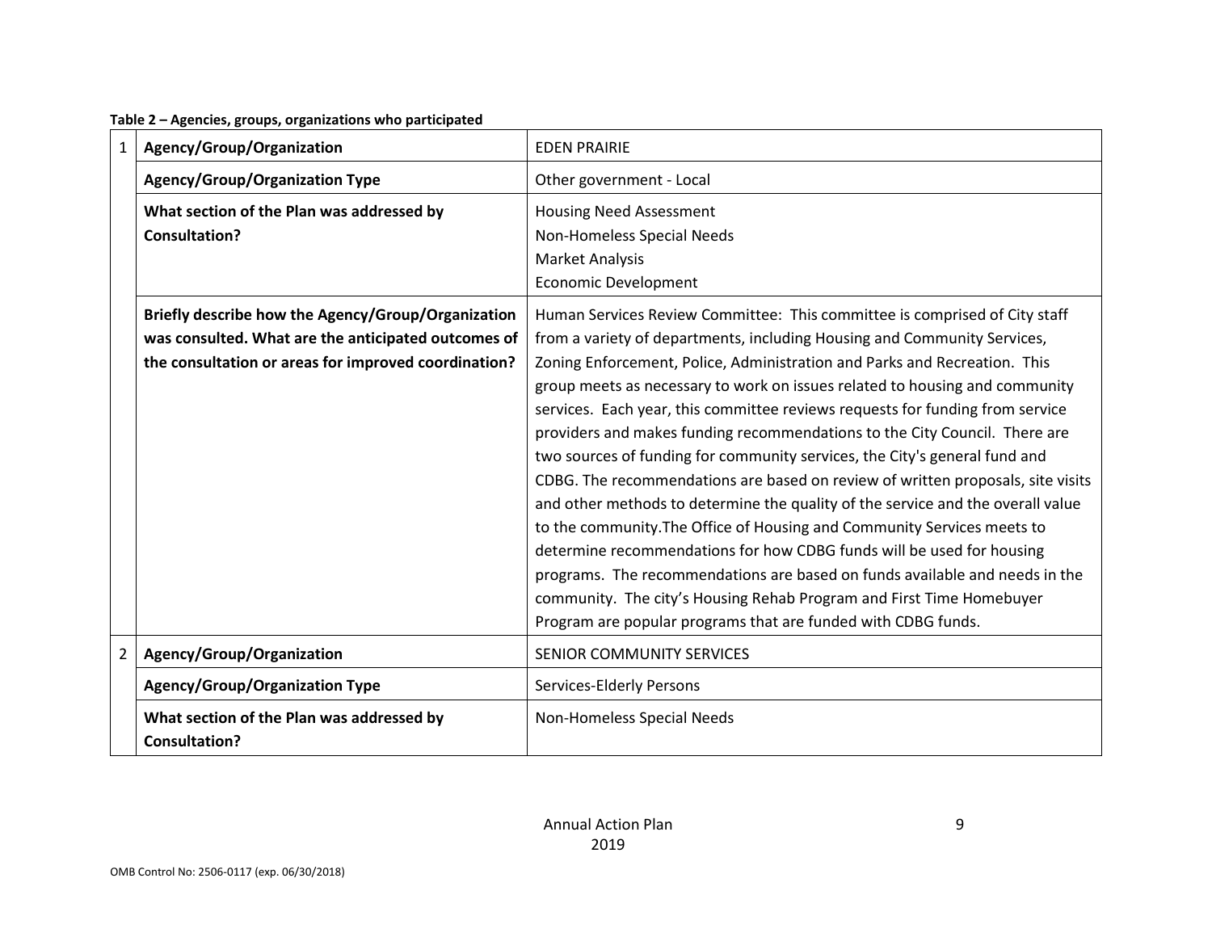**Table 2 – Agencies, groups, organizations who participated**

| | | |
|---|---|---|
| 1 | **Agency/Group/Organization** | EDEN PRAIRIE |
| | **Agency/Group/Organization Type** | Other government - Local |
| | **What section of the Plan was addressed by Consultation?** | Housing Need Assessment<br>Non-Homeless Special Needs<br>Market Analysis<br>Economic Development |
| | **Briefly describe how the Agency/Group/Organization was consulted. What are the anticipated outcomes of the consultation or areas for improved coordination?** | Human Services Review Committee: This committee is comprised of City staff from a variety of departments, including Housing and Community Services, Zoning Enforcement, Police, Administration and Parks and Recreation. This group meets as necessary to work on issues related to housing and community services. Each year, this committee reviews requests for funding from service providers and makes funding recommendations to the City Council. There are two sources of funding for community services, the City's general fund and CDBG. The recommendations are based on review of written proposals, site visits and other methods to determine the quality of the service and the overall value to the community.The Office of Housing and Community Services meets to determine recommendations for how CDBG funds will be used for housing programs. The recommendations are based on funds available and needs in the community. The city's Housing Rehab Program and First Time Homebuyer Program are popular programs that are funded with CDBG funds. |
| 2 | **Agency/Group/Organization** | SENIOR COMMUNITY SERVICES |
| | **Agency/Group/Organization Type** | Services-Elderly Persons |
| | **What section of the Plan was addressed by Consultation?** | Non-Homeless Special Needs |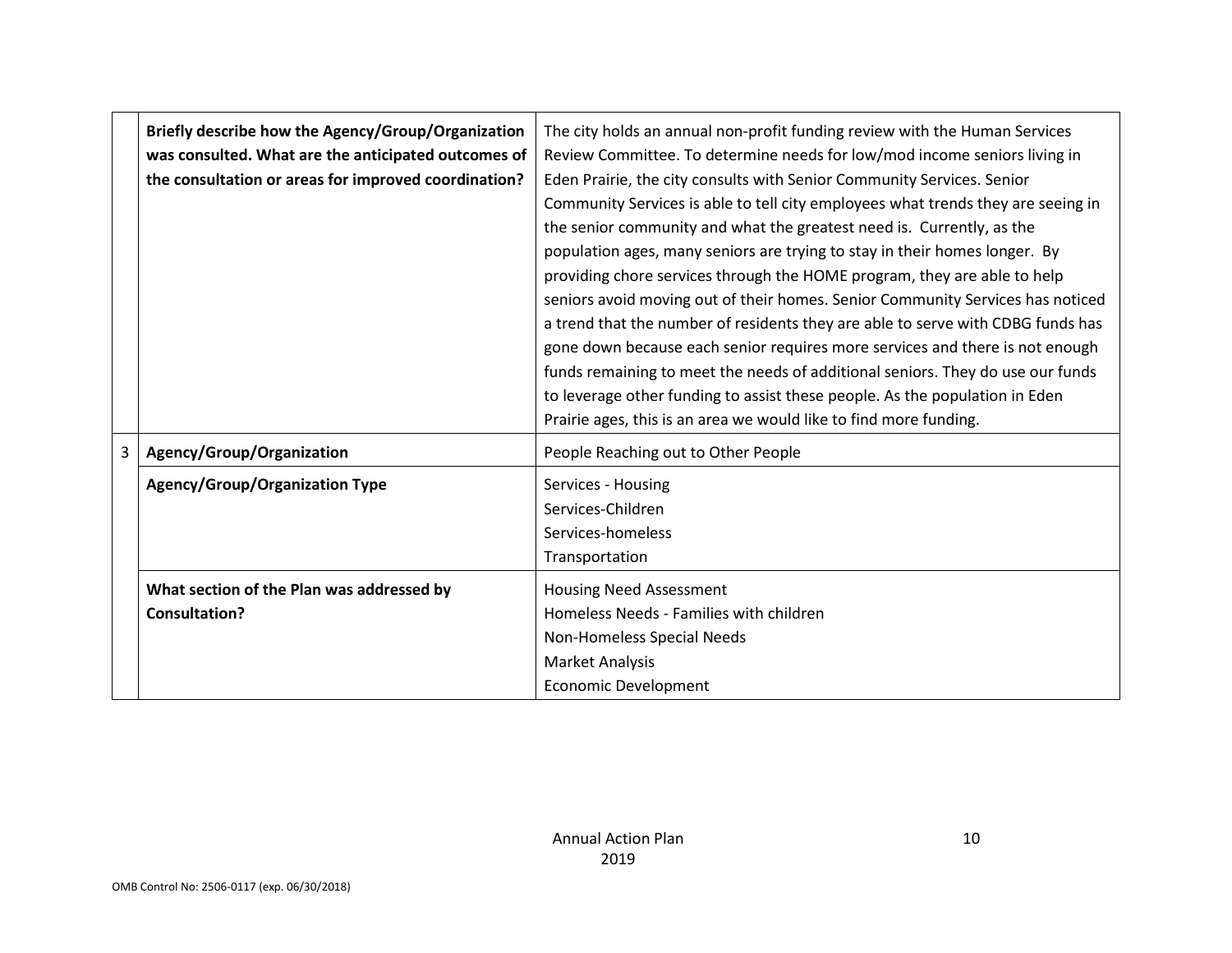| | | |
|---|---|---|
| | **Briefly describe how the Agency/Group/Organization was consulted. What are the anticipated outcomes of the consultation or areas for improved coordination?** | The city holds an annual non-profit funding review with the Human Services Review Committee. To determine needs for low/mod income seniors living in Eden Prairie, the city consults with Senior Community Services. Senior Community Services is able to tell city employees what trends they are seeing in the senior community and what the greatest need is. Currently, as the population ages, many seniors are trying to stay in their homes longer. By providing chore services through the HOME program, they are able to help seniors avoid moving out of their homes. Senior Community Services has noticed a trend that the number of residents they are able to serve with CDBG funds has gone down because each senior requires more services and there is not enough funds remaining to meet the needs of additional seniors. They do use our funds to leverage other funding to assist these people. As the population in Eden Prairie ages, this is an area we would like to find more funding. |
| 3 | **Agency/Group/Organization** | People Reaching out to Other People |
| | **Agency/Group/Organization Type** | Services - Housing<br>Services-Children<br>Services-homeless<br>Transportation |
| | **What section of the Plan was addressed by Consultation?** | Housing Need Assessment<br>Homeless Needs - Families with children<br>Non-Homeless Special Needs<br>Market Analysis<br>Economic Development |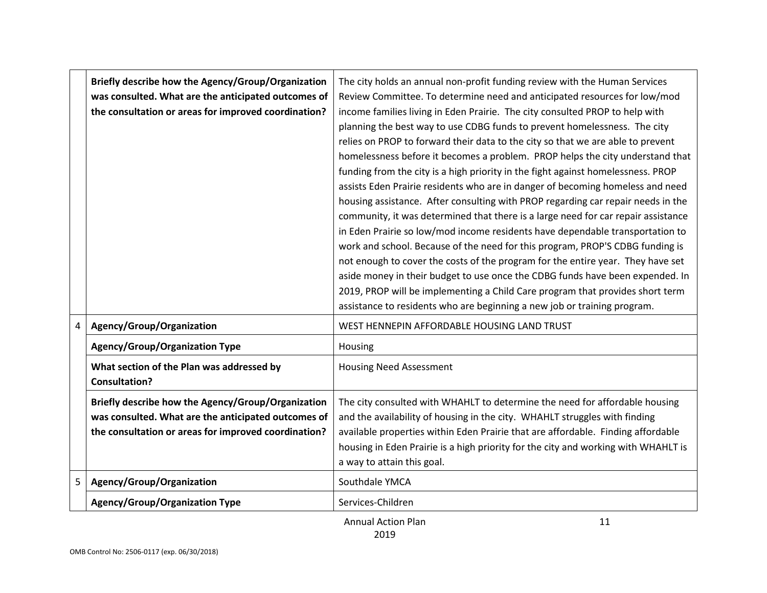| | | |
|---|---|---|
| | **Briefly describe how the Agency/Group/Organization was consulted. What are the anticipated outcomes of the consultation or areas for improved coordination?** | The city holds an annual non-profit funding review with the Human Services Review Committee. To determine need and anticipated resources for low/mod income families living in Eden Prairie. The city consulted PROP to help with planning the best way to use CDBG funds to prevent homelessness. The city relies on PROP to forward their data to the city so that we are able to prevent homelessness before it becomes a problem. PROP helps the city understand that funding from the city is a high priority in the fight against homelessness. PROP assists Eden Prairie residents who are in danger of becoming homeless and need housing assistance. After consulting with PROP regarding car repair needs in the community, it was determined that there is a large need for car repair assistance in Eden Prairie so low/mod income residents have dependable transportation to work and school. Because of the need for this program, PROP'S CDBG funding is not enough to cover the costs of the program for the entire year. They have set aside money in their budget to use once the CDBG funds have been expended. In 2019, PROP will be implementing a Child Care program that provides short term assistance to residents who are beginning a new job or training program. |
| 4 | **Agency/Group/Organization** | WEST HENNEPIN AFFORDABLE HOUSING LAND TRUST |
| | **Agency/Group/Organization Type** | Housing |
| | **What section of the Plan was addressed by Consultation?** | Housing Need Assessment |
| | **Briefly describe how the Agency/Group/Organization was consulted. What are the anticipated outcomes of the consultation or areas for improved coordination?** | The city consulted with WHAHLT to determine the need for affordable housing and the availability of housing in the city. WHAHLT struggles with finding available properties within Eden Prairie that are affordable. Finding affordable housing in Eden Prairie is a high priority for the city and working with WHAHLT is a way to attain this goal. |
| 5 | **Agency/Group/Organization** | Southdale YMCA |
| | **Agency/Group/Organization Type** | Services-Children |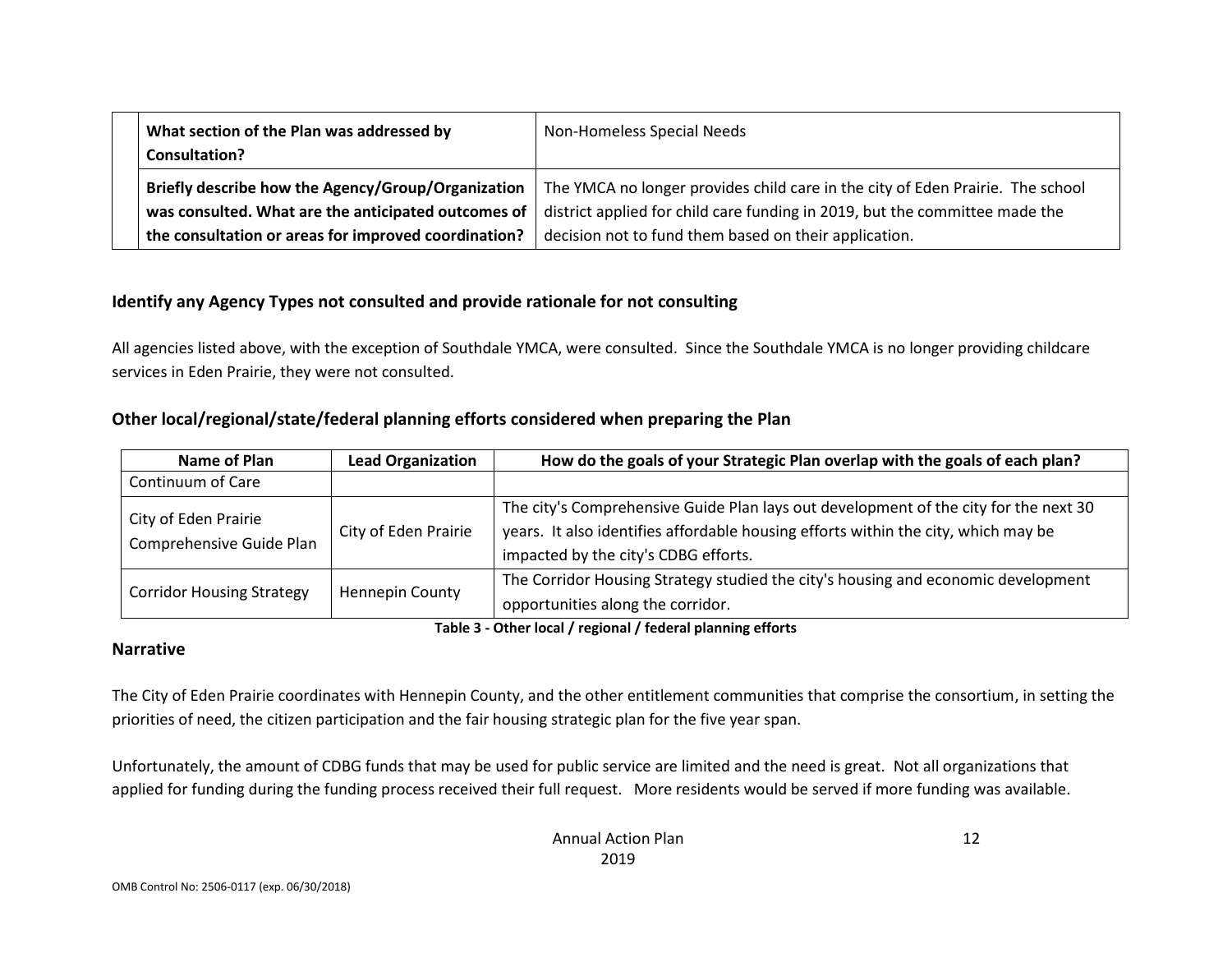| | |
|---|---|
| **What section of the Plan was addressed by Consultation?** | Non-Homeless Special Needs |
| **Briefly describe how the Agency/Group/Organization was consulted. What are the anticipated outcomes of the consultation or areas for improved coordination?** | The YMCA no longer provides child care in the city of Eden Prairie. The school district applied for child care funding in 2019, but the committee made the decision not to fund them based on their application. |

## Identify any Agency Types not consulted and provide rationale for not consulting

All agencies listed above, with the exception of Southdale YMCA, were consulted. Since the Southdale YMCA is no longer providing childcare services in Eden Prairie, they were not consulted.

## Other local/regional/state/federal planning efforts considered when preparing the Plan

| Name of Plan | Lead Organization | How do the goals of your Strategic Plan overlap with the goals of each plan? |
|---|---|---|
| Continuum of Care | | |
| City of Eden Prairie Comprehensive Guide Plan | City of Eden Prairie | The city's Comprehensive Guide Plan lays out development of the city for the next 30 years. It also identifies affordable housing efforts within the city, which may be impacted by the city's CDBG efforts. |
| Corridor Housing Strategy | Hennepin County | The Corridor Housing Strategy studied the city's housing and economic development opportunities along the corridor. |

**Table 3 - Other local / regional / federal planning efforts**

## Narrative

The City of Eden Prairie coordinates with Hennepin County, and the other entitlement communities that comprise the consortium, in setting the priorities of need, the citizen participation and the fair housing strategic plan for the five year span.

Unfortunately, the amount of CDBG funds that may be used for public service are limited and the need is great. Not all organizations that applied for funding during the funding process received their full request. More residents would be served if more funding was available.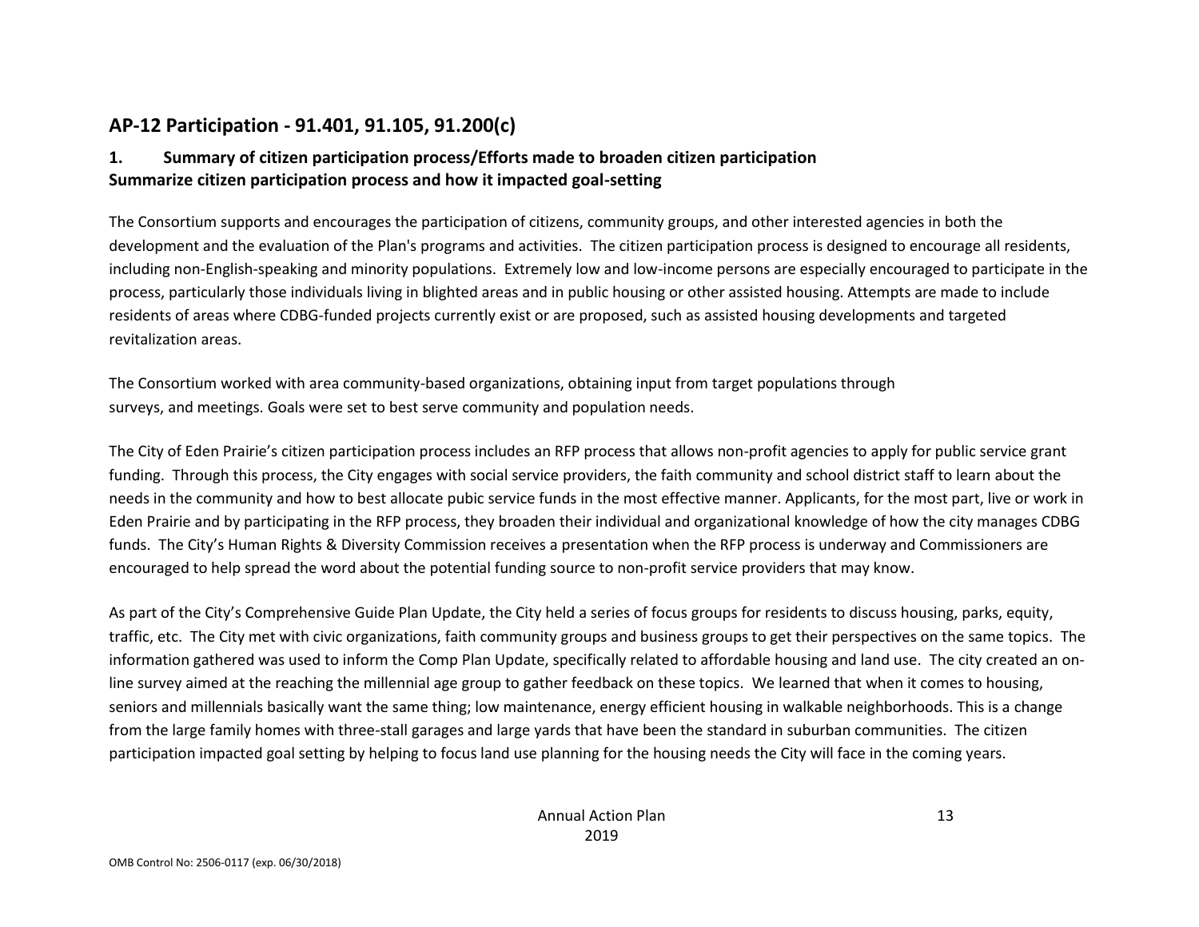## AP-12 Participation - 91.401, 91.105, 91.200(c)

### 1. Summary of citizen participation process/Efforts made to broaden citizen participation

**Summarize citizen participation process and how it impacted goal-setting**

The Consortium supports and encourages the participation of citizens, community groups, and other interested agencies in both the development and the evaluation of the Plan's programs and activities. The citizen participation process is designed to encourage all residents, including non-English-speaking and minority populations. Extremely low and low-income persons are especially encouraged to participate in the process, particularly those individuals living in blighted areas and in public housing or other assisted housing. Attempts are made to include residents of areas where CDBG-funded projects currently exist or are proposed, such as assisted housing developments and targeted revitalization areas.

The Consortium worked with area community-based organizations, obtaining input from target populations through surveys, and meetings. Goals were set to best serve community and population needs.

The City of Eden Prairie's citizen participation process includes an RFP process that allows non-profit agencies to apply for public service grant funding. Through this process, the City engages with social service providers, the faith community and school district staff to learn about the needs in the community and how to best allocate pubic service funds in the most effective manner. Applicants, for the most part, live or work in Eden Prairie and by participating in the RFP process, they broaden their individual and organizational knowledge of how the city manages CDBG funds. The City's Human Rights & Diversity Commission receives a presentation when the RFP process is underway and Commissioners are encouraged to help spread the word about the potential funding source to non-profit service providers that may know.

As part of the City's Comprehensive Guide Plan Update, the City held a series of focus groups for residents to discuss housing, parks, equity, traffic, etc. The City met with civic organizations, faith community groups and business groups to get their perspectives on the same topics. The information gathered was used to inform the Comp Plan Update, specifically related to affordable housing and land use. The city created an on-line survey aimed at the reaching the millennial age group to gather feedback on these topics. We learned that when it comes to housing, seniors and millennials basically want the same thing; low maintenance, energy efficient housing in walkable neighborhoods. This is a change from the large family homes with three-stall garages and large yards that have been the standard in suburban communities. The citizen participation impacted goal setting by helping to focus land use planning for the housing needs the City will face in the coming years.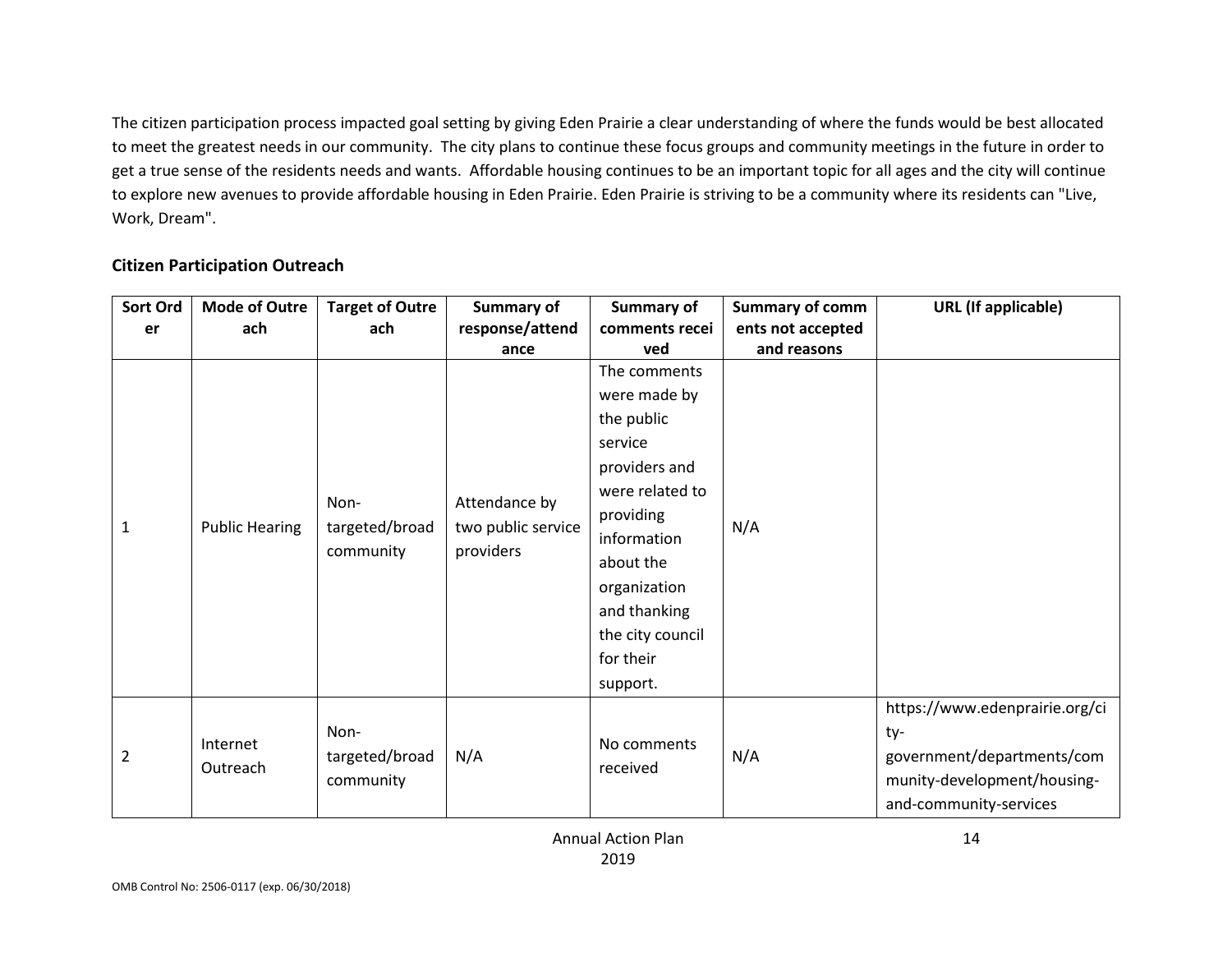The citizen participation process impacted goal setting by giving Eden Prairie a clear understanding of where the funds would be best allocated to meet the greatest needs in our community. The city plans to continue these focus groups and community meetings in the future in order to get a true sense of the residents needs and wants. Affordable housing continues to be an important topic for all ages and the city will continue to explore new avenues to provide affordable housing in Eden Prairie. Eden Prairie is striving to be a community where its residents can "Live, Work, Dream".

## Citizen Participation Outreach

| Sort Order | Mode of Outreach | Target of Outreach | Summary of response/attendance | Summary of comments received | Summary of comments not accepted and reasons | URL (If applicable) |
|---|---|---|---|---|---|---|
| 1 | Public Hearing | Non-targeted/broad community | Attendance by two public service providers | The comments were made by the public service providers and were related to providing information about the organization and thanking the city council for their support. | N/A | |
| 2 | Internet Outreach | Non-targeted/broad community | N/A | No comments received | N/A | https://www.edenprairie.org/city-government/departments/community-development/housing-and-community-services |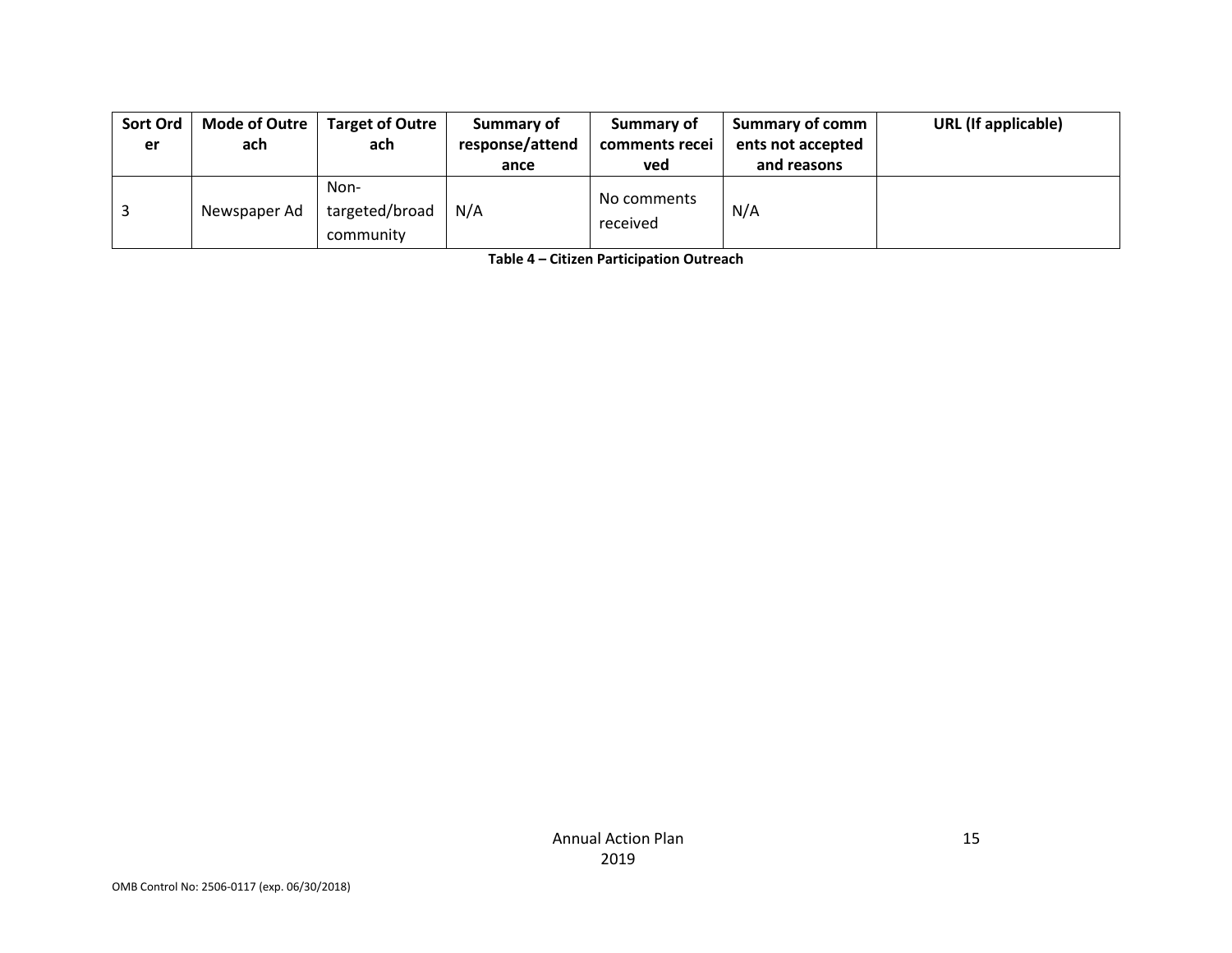| Sort Order | Mode of Outreach | Target of Outreach | Summary of response/attendance | Summary of comments received | Summary of comments not accepted and reasons | URL (If applicable) |
| --- | --- | --- | --- | --- | --- | --- |
| 3 | Newspaper Ad | Non-targeted/broad community | N/A | No comments received | N/A | |

**Table 4 – Citizen Participation Outreach**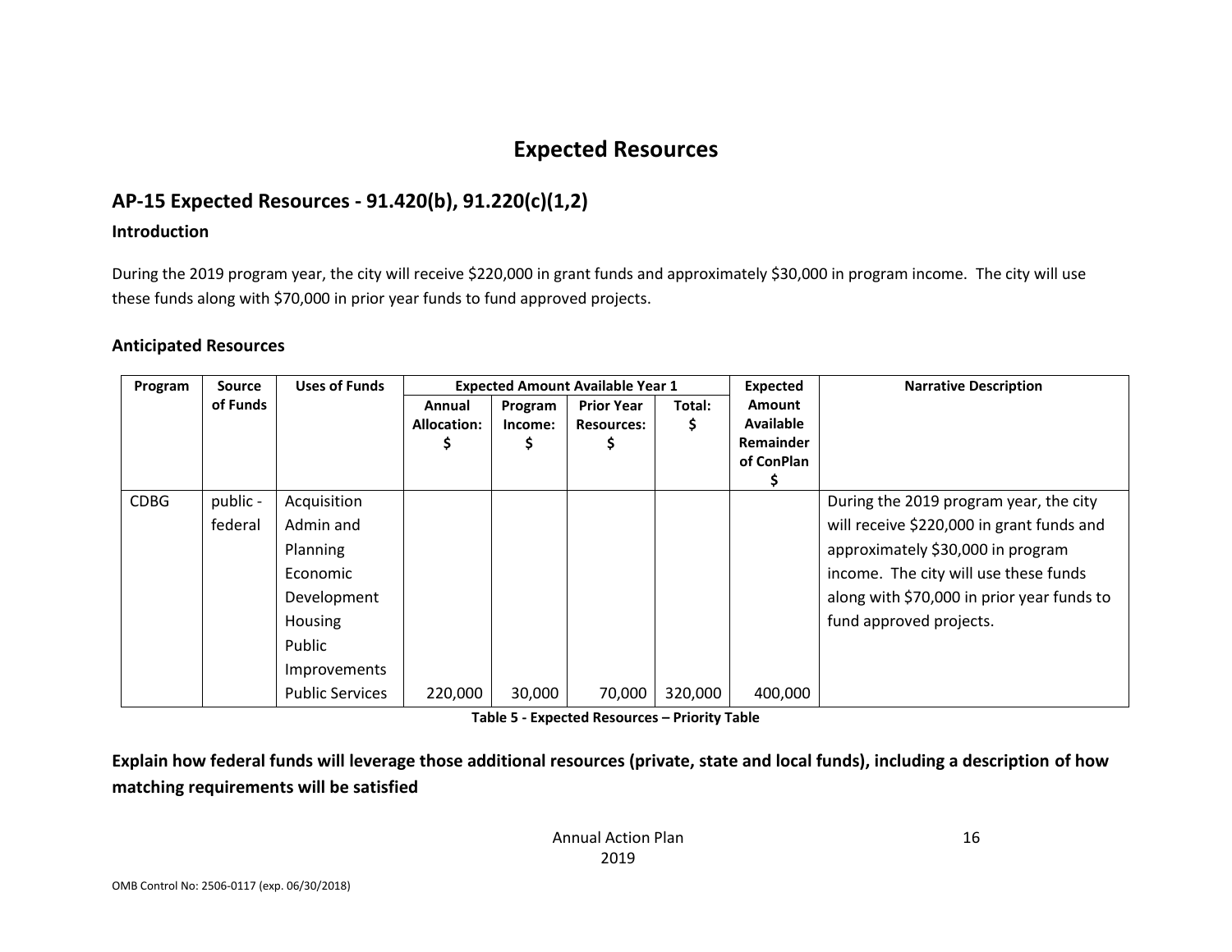# Expected Resources

## AP-15 Expected Resources - 91.420(b), 91.220(c)(1,2)

### Introduction

During the 2019 program year, the city will receive $220,000 in grant funds and approximately $30,000 in program income. The city will use these funds along with $70,000 in prior year funds to fund approved projects.

### Anticipated Resources

| Program | Source of Funds | Uses of Funds | Expected Amount Available Year 1 | | | | Expected Amount Available Remainder of ConPlan $ | Narrative Description |
|---|---|---|---|---|---|---|---|---|
| | | | Annual Allocation: $ | Program Income: $ | Prior Year Resources: $ | Total: $ | | |
| CDBG | public - federal | Acquisition<br>Admin and Planning<br>Economic Development<br>Housing<br>Public Improvements<br>Public Services | 220,000 | 30,000 | 70,000 | 320,000 | 400,000 | During the 2019 program year, the city will receive $220,000 in grant funds and approximately $30,000 in program income. The city will use these funds along with $70,000 in prior year funds to fund approved projects. |

**Table 5 - Expected Resources – Priority Table**

**Explain how federal funds will leverage those additional resources (private, state and local funds), including a description of how matching requirements will be satisfied**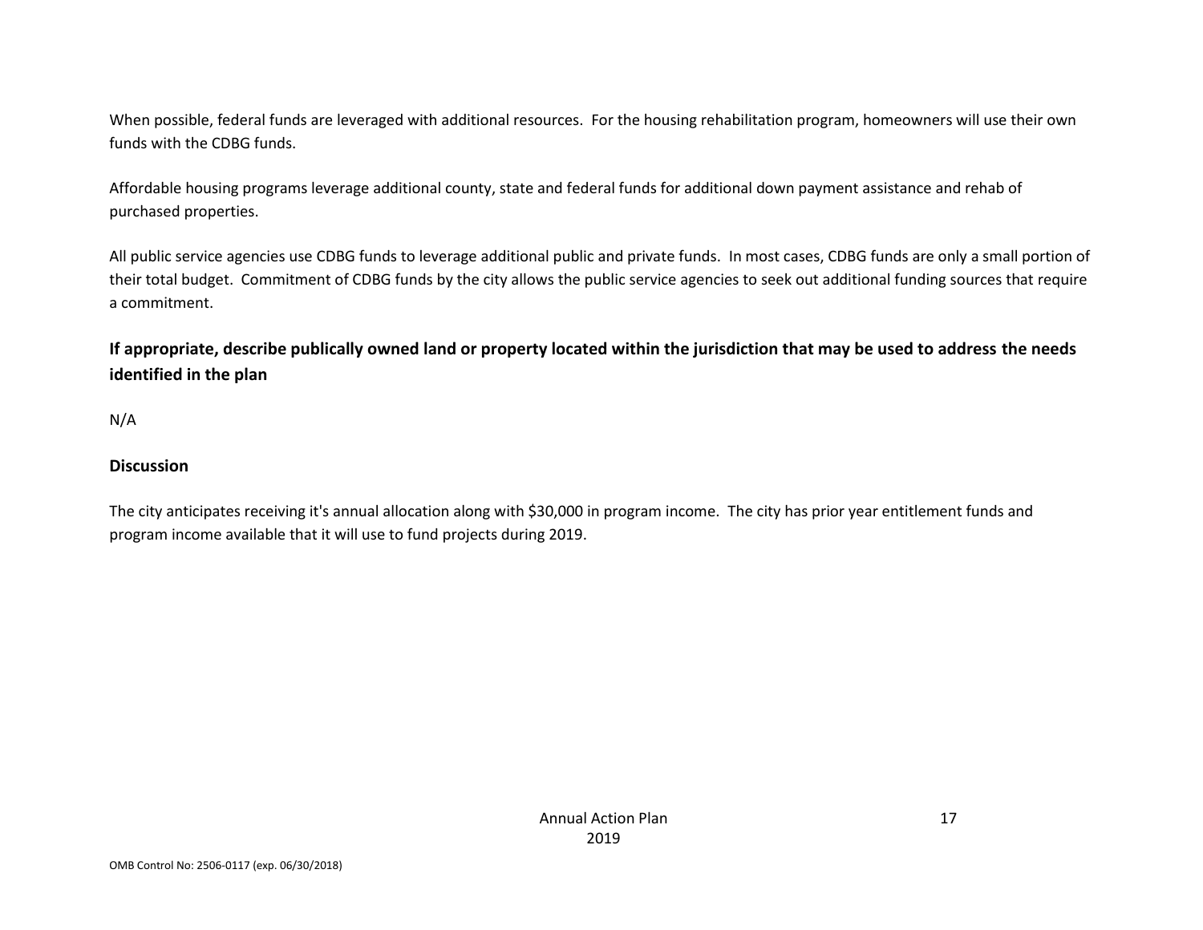When possible, federal funds are leveraged with additional resources.  For the housing rehabilitation program, homeowners will use their own funds with the CDBG funds.

Affordable housing programs leverage additional county, state and federal funds for additional down payment assistance and rehab of purchased properties.

All public service agencies use CDBG funds to leverage additional public and private funds.  In most cases, CDBG funds are only a small portion of their total budget.  Commitment of CDBG funds by the city allows the public service agencies to seek out additional funding sources that require a commitment.

## If appropriate, describe publically owned land or property located within the jurisdiction that may be used to address the needs identified in the plan

N/A

## Discussion

The city anticipates receiving it's annual allocation along with $30,000 in program income.  The city has prior year entitlement funds and program income available that it will use to fund projects during 2019.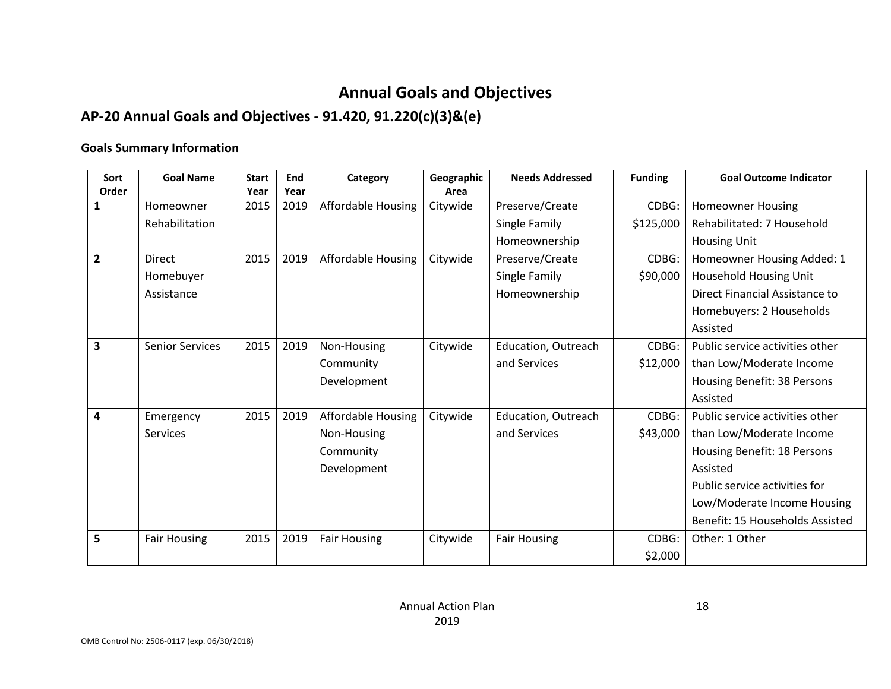# Annual Goals and Objectives

## AP-20 Annual Goals and Objectives - 91.420, 91.220(c)(3)&(e)

### Goals Summary Information

| Sort Order | Goal Name | Start Year | End Year | Category | Geographic Area | Needs Addressed | Funding | Goal Outcome Indicator |
|---|---|---|---|---|---|---|---|---|
| 1 | Homeowner Rehabilitation | 2015 | 2019 | Affordable Housing | Citywide | Preserve/Create Single Family Homeownership | CDBG: $125,000 | Homeowner Housing Rehabilitated: 7 Household Housing Unit |
| 2 | Direct Homebuyer Assistance | 2015 | 2019 | Affordable Housing | Citywide | Preserve/Create Single Family Homeownership | CDBG: $90,000 | Homeowner Housing Added: 1 Household Housing Unit<br>Direct Financial Assistance to Homebuyers: 2 Households Assisted |
| 3 | Senior Services | 2015 | 2019 | Non-Housing Community Development | Citywide | Education, Outreach and Services | CDBG: $12,000 | Public service activities other than Low/Moderate Income Housing Benefit: 38 Persons Assisted |
| 4 | Emergency Services | 2015 | 2019 | Affordable Housing<br>Non-Housing Community Development | Citywide | Education, Outreach and Services | CDBG: $43,000 | Public service activities other than Low/Moderate Income Housing Benefit: 18 Persons Assisted<br>Public service activities for Low/Moderate Income Housing Benefit: 15 Households Assisted |
| 5 | Fair Housing | 2015 | 2019 | Fair Housing | Citywide | Fair Housing | CDBG: $2,000 | Other: 1 Other |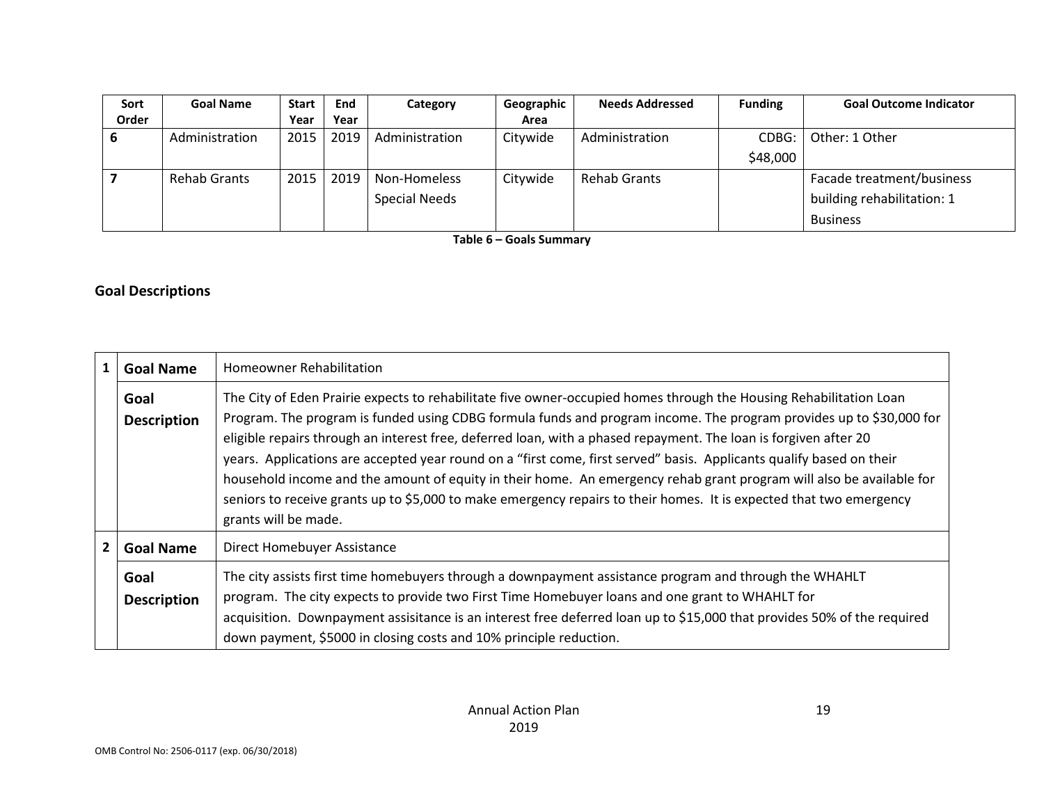| Sort Order | Goal Name | Start Year | End Year | Category | Geographic Area | Needs Addressed | Funding | Goal Outcome Indicator |
|---|---|---|---|---|---|---|---|---|
| 6 | Administration | 2015 | 2019 | Administration | Citywide | Administration | CDBG: $48,000 | Other: 1 Other |
| 7 | Rehab Grants | 2015 | 2019 | Non-Homeless Special Needs | Citywide | Rehab Grants | | Facade treatment/business building rehabilitation: 1 Business |

**Table 6 – Goals Summary**

## Goal Descriptions

| | | |
|---|---|---|
| 1 | **Goal Name** | Homeowner Rehabilitation |
| | **Goal Description** | The City of Eden Prairie expects to rehabilitate five owner-occupied homes through the Housing Rehabilitation Loan Program. The program is funded using CDBG formula funds and program income. The program provides up to $30,000 for eligible repairs through an interest free, deferred loan, with a phased repayment. The loan is forgiven after 20 years. Applications are accepted year round on a "first come, first served" basis. Applicants qualify based on their household income and the amount of equity in their home. An emergency rehab grant program will also be available for seniors to receive grants up to $5,000 to make emergency repairs to their homes. It is expected that two emergency grants will be made. |
| 2 | **Goal Name** | Direct Homebuyer Assistance |
| | **Goal Description** | The city assists first time homebuyers through a downpayment assistance program and through the WHAHLT program. The city expects to provide two First Time Homebuyer loans and one grant to WHAHLT for acquisition. Downpayment assisitance is an interest free deferred loan up to $15,000 that provides 50% of the required down payment, $5000 in closing costs and 10% principle reduction. |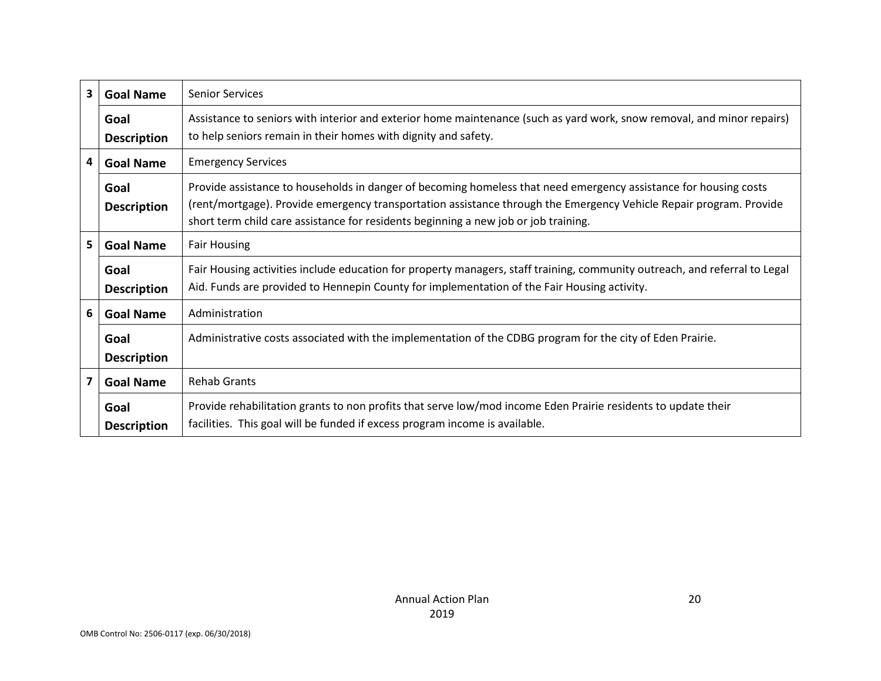| | | |
|---|---|---|
| 3 | **Goal Name** | Senior Services |
| | **Goal Description** | Assistance to seniors with interior and exterior home maintenance (such as yard work, snow removal, and minor repairs) to help seniors remain in their homes with dignity and safety. |
| 4 | **Goal Name** | Emergency Services |
| | **Goal Description** | Provide assistance to households in danger of becoming homeless that need emergency assistance for housing costs (rent/mortgage). Provide emergency transportation assistance through the Emergency Vehicle Repair program. Provide short term child care assistance for residents beginning a new job or job training. |
| 5 | **Goal Name** | Fair Housing |
| | **Goal Description** | Fair Housing activities include education for property managers, staff training, community outreach, and referral to Legal Aid. Funds are provided to Hennepin County for implementation of the Fair Housing activity. |
| 6 | **Goal Name** | Administration |
| | **Goal Description** | Administrative costs associated with the implementation of the CDBG program for the city of Eden Prairie. |
| 7 | **Goal Name** | Rehab Grants |
| | **Goal Description** | Provide rehabilitation grants to non profits that serve low/mod income Eden Prairie residents to update their facilities. This goal will be funded if excess program income is available. |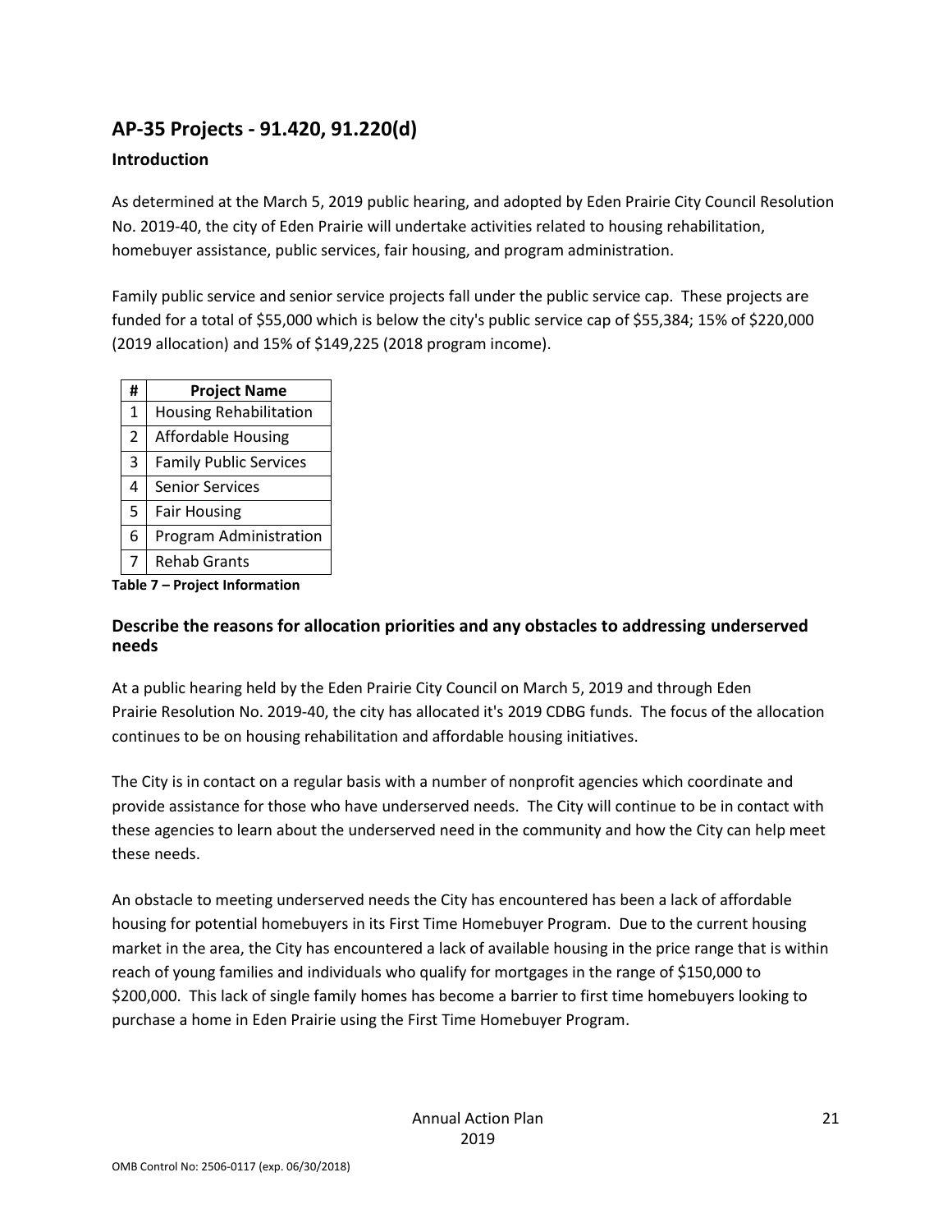## AP-35 Projects - 91.420, 91.220(d)

### Introduction

As determined at the March 5, 2019 public hearing, and adopted by Eden Prairie City Council Resolution No. 2019-40, the city of Eden Prairie will undertake activities related to housing rehabilitation, homebuyer assistance, public services, fair housing, and program administration.

Family public service and senior service projects fall under the public service cap. These projects are funded for a total of $55,000 which is below the city's public service cap of $55,384; 15% of $220,000 (2019 allocation) and 15% of $149,225 (2018 program income).

| # | Project Name |
|---|---|
| 1 | Housing Rehabilitation |
| 2 | Affordable Housing |
| 3 | Family Public Services |
| 4 | Senior Services |
| 5 | Fair Housing |
| 6 | Program Administration |
| 7 | Rehab Grants |

**Table 7 – Project Information**

### Describe the reasons for allocation priorities and any obstacles to addressing underserved needs

At a public hearing held by the Eden Prairie City Council on March 5, 2019 and through Eden Prairie Resolution No. 2019-40, the city has allocated it's 2019 CDBG funds. The focus of the allocation continues to be on housing rehabilitation and affordable housing initiatives.

The City is in contact on a regular basis with a number of nonprofit agencies which coordinate and provide assistance for those who have underserved needs. The City will continue to be in contact with these agencies to learn about the underserved need in the community and how the City can help meet these needs.

An obstacle to meeting underserved needs the City has encountered has been a lack of affordable housing for potential homebuyers in its First Time Homebuyer Program. Due to the current housing market in the area, the City has encountered a lack of available housing in the price range that is within reach of young families and individuals who qualify for mortgages in the range of $150,000 to $200,000. This lack of single family homes has become a barrier to first time homebuyers looking to purchase a home in Eden Prairie using the First Time Homebuyer Program.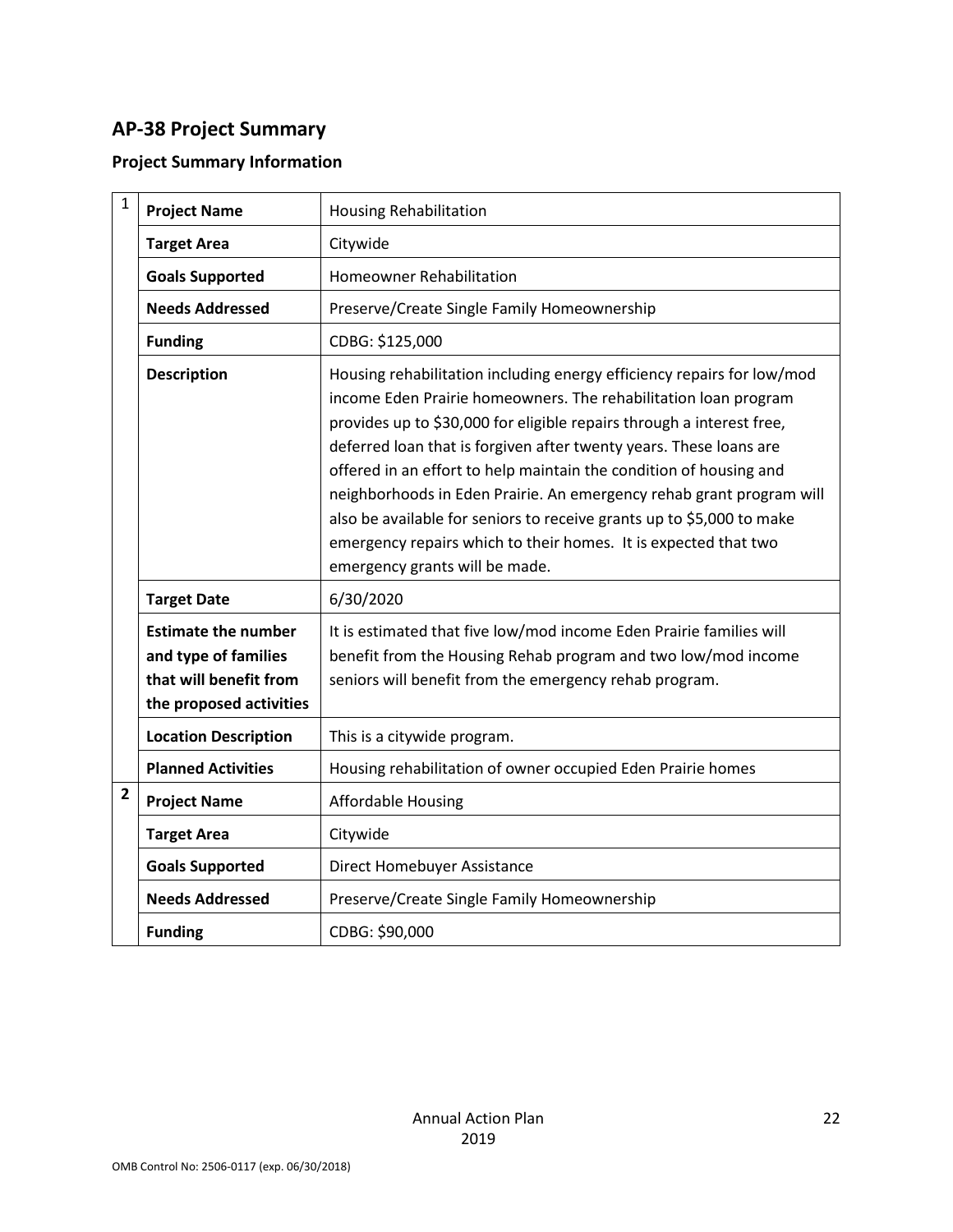## AP-38 Project Summary

### Project Summary Information

| | | |
|---|---|---|
| 1 | **Project Name** | Housing Rehabilitation |
| | **Target Area** | Citywide |
| | **Goals Supported** | Homeowner Rehabilitation |
| | **Needs Addressed** | Preserve/Create Single Family Homeownership |
| | **Funding** | CDBG: $125,000 |
| | **Description** | Housing rehabilitation including energy efficiency repairs for low/mod income Eden Prairie homeowners. The rehabilitation loan program provides up to $30,000 for eligible repairs through a interest free, deferred loan that is forgiven after twenty years. These loans are offered in an effort to help maintain the condition of housing and neighborhoods in Eden Prairie. An emergency rehab grant program will also be available for seniors to receive grants up to $5,000 to make emergency repairs which to their homes. It is expected that two emergency grants will be made. |
| | **Target Date** | 6/30/2020 |
| | **Estimate the number and type of families that will benefit from the proposed activities** | It is estimated that five low/mod income Eden Prairie families will benefit from the Housing Rehab program and two low/mod income seniors will benefit from the emergency rehab program. |
| | **Location Description** | This is a citywide program. |
| | **Planned Activities** | Housing rehabilitation of owner occupied Eden Prairie homes |
| **2** | **Project Name** | Affordable Housing |
| | **Target Area** | Citywide |
| | **Goals Supported** | Direct Homebuyer Assistance |
| | **Needs Addressed** | Preserve/Create Single Family Homeownership |
| | **Funding** | CDBG: $90,000 |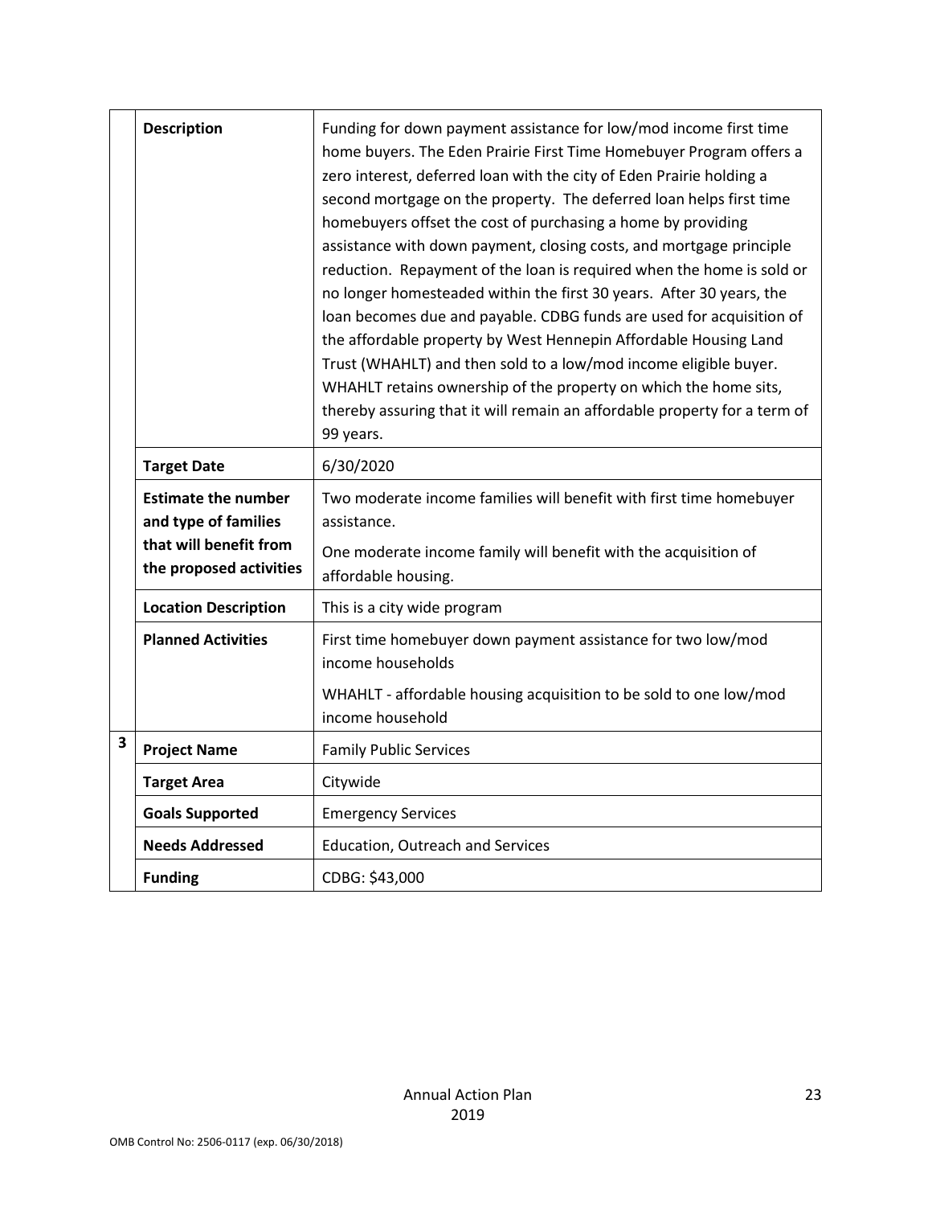| | | |
|---|---|---|
| | **Description** | Funding for down payment assistance for low/mod income first time home buyers. The Eden Prairie First Time Homebuyer Program offers a zero interest, deferred loan with the city of Eden Prairie holding a second mortgage on the property. The deferred loan helps first time homebuyers offset the cost of purchasing a home by providing assistance with down payment, closing costs, and mortgage principle reduction. Repayment of the loan is required when the home is sold or no longer homesteaded within the first 30 years. After 30 years, the loan becomes due and payable. CDBG funds are used for acquisition of the affordable property by West Hennepin Affordable Housing Land Trust (WHAHLT) and then sold to a low/mod income eligible buyer. WHAHLT retains ownership of the property on which the home sits, thereby assuring that it will remain an affordable property for a term of 99 years. |
| | **Target Date** | 6/30/2020 |
| | **Estimate the number and type of families that will benefit from the proposed activities** | Two moderate income families will benefit with first time homebuyer assistance.<br><br>One moderate income family will benefit with the acquisition of affordable housing. |
| | **Location Description** | This is a city wide program |
| | **Planned Activities** | First time homebuyer down payment assistance for two low/mod income households<br><br>WHAHLT - affordable housing acquisition to be sold to one low/mod income household |
| **3** | **Project Name** | Family Public Services |
| | **Target Area** | Citywide |
| | **Goals Supported** | Emergency Services |
| | **Needs Addressed** | Education, Outreach and Services |
| | **Funding** | CDBG: $43,000 |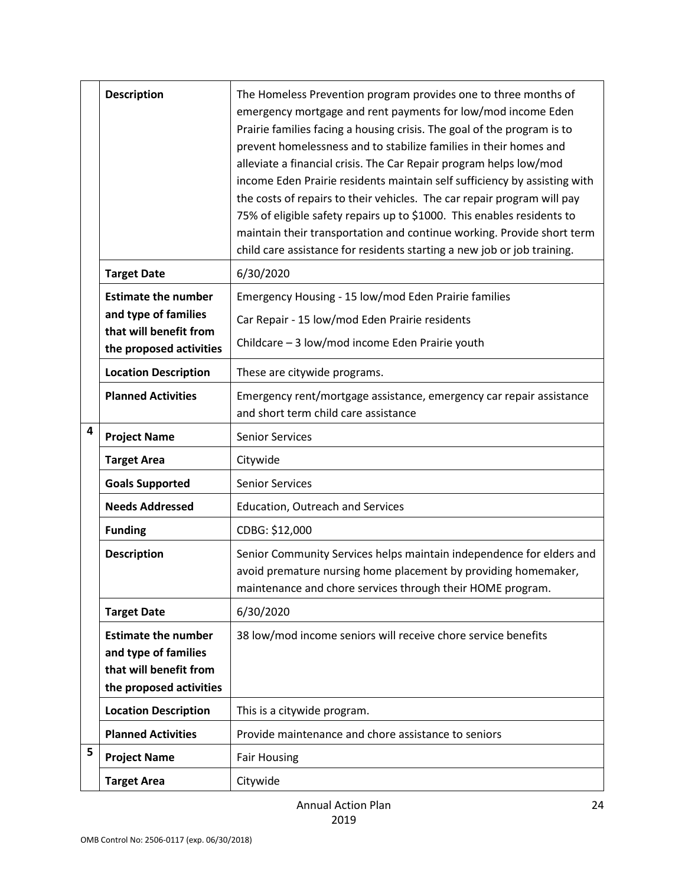| | | |
|---|---|---|
| | **Description** | The Homeless Prevention program provides one to three months of emergency mortgage and rent payments for low/mod income Eden Prairie families facing a housing crisis. The goal of the program is to prevent homelessness and to stabilize families in their homes and alleviate a financial crisis. The Car Repair program helps low/mod income Eden Prairie residents maintain self sufficiency by assisting with the costs of repairs to their vehicles. The car repair program will pay 75% of eligible safety repairs up to $1000. This enables residents to maintain their transportation and continue working. Provide short term child care assistance for residents starting a new job or job training. |
| | **Target Date** | 6/30/2020 |
| | **Estimate the number and type of families that will benefit from the proposed activities** | Emergency Housing - 15 low/mod Eden Prairie families<br>Car Repair - 15 low/mod Eden Prairie residents<br>Childcare – 3 low/mod income Eden Prairie youth |
| | **Location Description** | These are citywide programs. |
| | **Planned Activities** | Emergency rent/mortgage assistance, emergency car repair assistance and short term child care assistance |
| 4 | **Project Name** | Senior Services |
| | **Target Area** | Citywide |
| | **Goals Supported** | Senior Services |
| | **Needs Addressed** | Education, Outreach and Services |
| | **Funding** | CDBG: $12,000 |
| | **Description** | Senior Community Services helps maintain independence for elders and avoid premature nursing home placement by providing homemaker, maintenance and chore services through their HOME program. |
| | **Target Date** | 6/30/2020 |
| | **Estimate the number and type of families that will benefit from the proposed activities** | 38 low/mod income seniors will receive chore service benefits |
| | **Location Description** | This is a citywide program. |
| | **Planned Activities** | Provide maintenance and chore assistance to seniors |
| 5 | **Project Name** | Fair Housing |
| | **Target Area** | Citywide |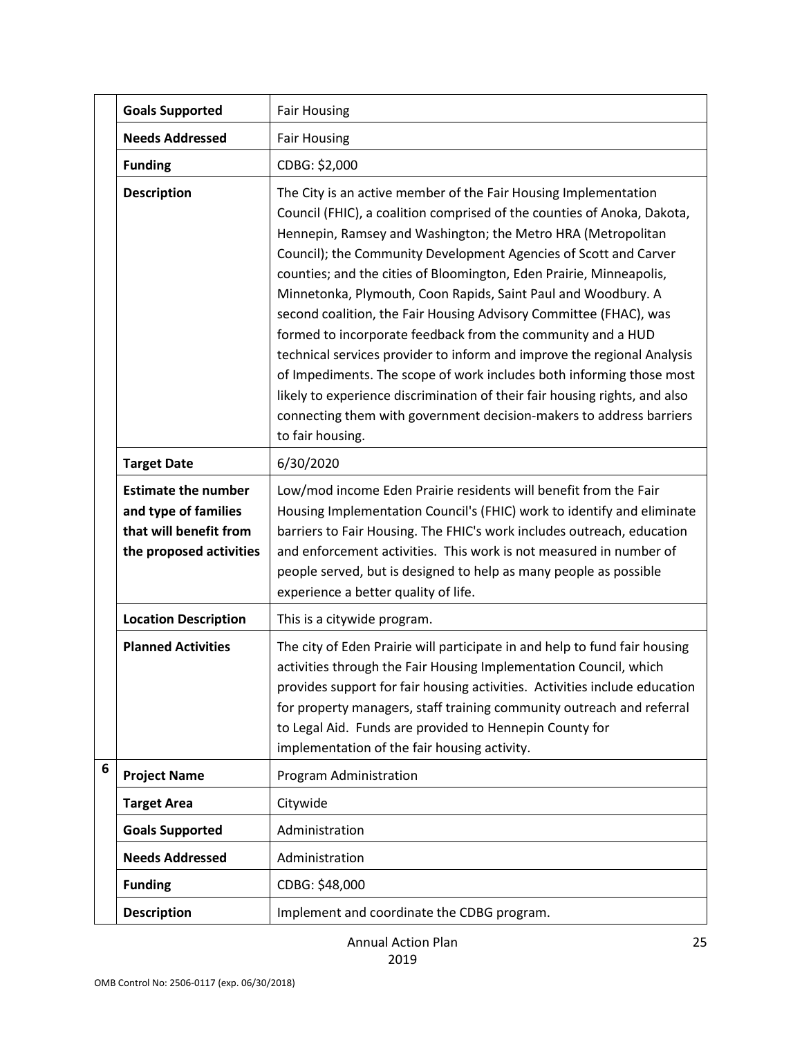| | | |
|---|---|---|
| | **Goals Supported** | Fair Housing |
| | **Needs Addressed** | Fair Housing |
| | **Funding** | CDBG: $2,000 |
| | **Description** | The City is an active member of the Fair Housing Implementation Council (FHIC), a coalition comprised of the counties of Anoka, Dakota, Hennepin, Ramsey and Washington; the Metro HRA (Metropolitan Council); the Community Development Agencies of Scott and Carver counties; and the cities of Bloomington, Eden Prairie, Minneapolis, Minnetonka, Plymouth, Coon Rapids, Saint Paul and Woodbury. A second coalition, the Fair Housing Advisory Committee (FHAC), was formed to incorporate feedback from the community and a HUD technical services provider to inform and improve the regional Analysis of Impediments. The scope of work includes both informing those most likely to experience discrimination of their fair housing rights, and also connecting them with government decision-makers to address barriers to fair housing. |
| | **Target Date** | 6/30/2020 |
| | **Estimate the number and type of families that will benefit from the proposed activities** | Low/mod income Eden Prairie residents will benefit from the Fair Housing Implementation Council's (FHIC) work to identify and eliminate barriers to Fair Housing. The FHIC's work includes outreach, education and enforcement activities. This work is not measured in number of people served, but is designed to help as many people as possible experience a better quality of life. |
| | **Location Description** | This is a citywide program. |
| | **Planned Activities** | The city of Eden Prairie will participate in and help to fund fair housing activities through the Fair Housing Implementation Council, which provides support for fair housing activities. Activities include education for property managers, staff training community outreach and referral to Legal Aid. Funds are provided to Hennepin County for implementation of the fair housing activity. |
| 6 | **Project Name** | Program Administration |
| | **Target Area** | Citywide |
| | **Goals Supported** | Administration |
| | **Needs Addressed** | Administration |
| | **Funding** | CDBG: $48,000 |
| | **Description** | Implement and coordinate the CDBG program. |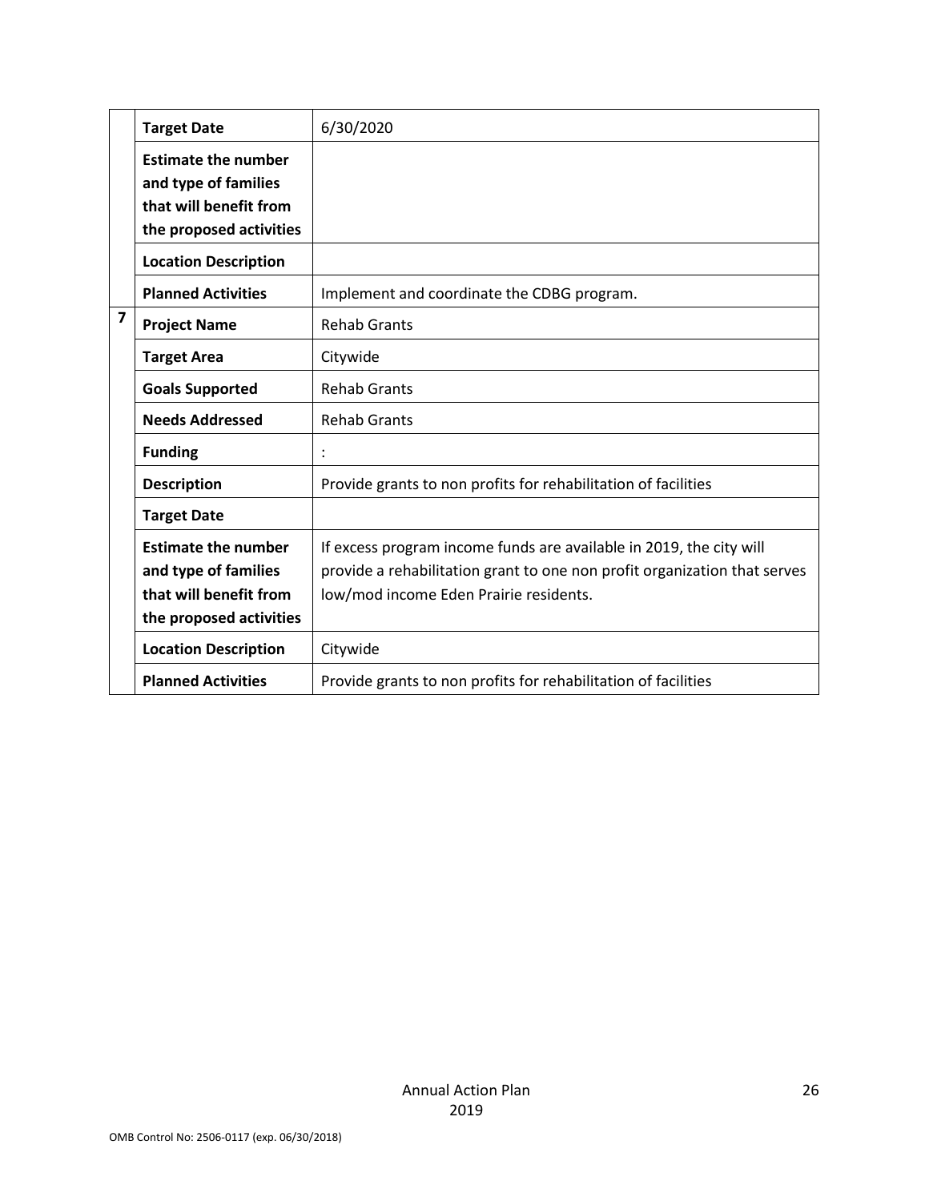| | | |
|---|---|---|
| | **Target Date** | 6/30/2020 |
| | **Estimate the number and type of families that will benefit from the proposed activities** | |
| | **Location Description** | |
| | **Planned Activities** | Implement and coordinate the CDBG program. |
| **7** | **Project Name** | Rehab Grants |
| | **Target Area** | Citywide |
| | **Goals Supported** | Rehab Grants |
| | **Needs Addressed** | Rehab Grants |
| | **Funding** | : |
| | **Description** | Provide grants to non profits for rehabilitation of facilities |
| | **Target Date** | |
| | **Estimate the number and type of families that will benefit from the proposed activities** | If excess program income funds are available in 2019, the city will provide a rehabilitation grant to one non profit organization that serves low/mod income Eden Prairie residents. |
| | **Location Description** | Citywide |
| | **Planned Activities** | Provide grants to non profits for rehabilitation of facilities |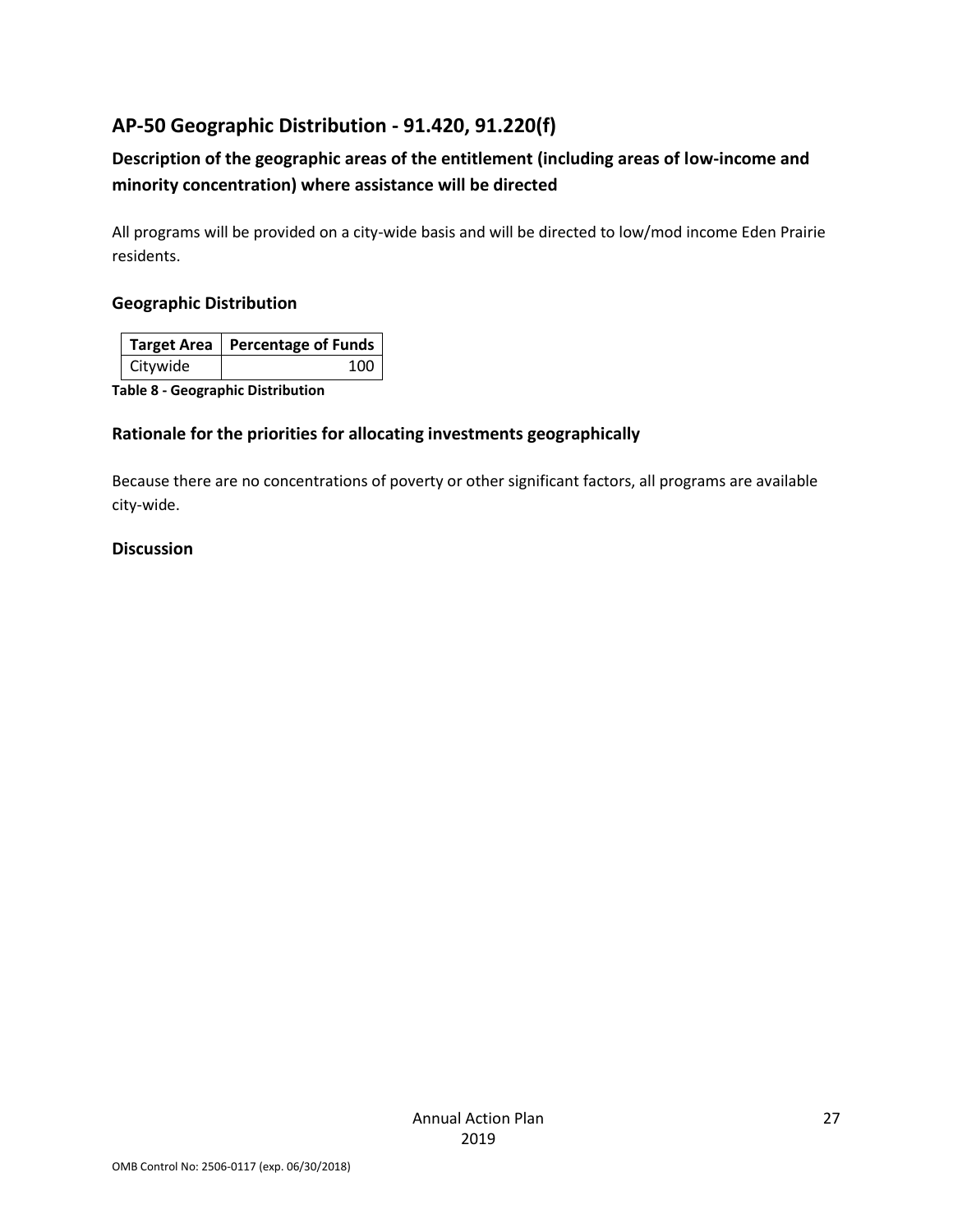## AP-50 Geographic Distribution - 91.420, 91.220(f)

### Description of the geographic areas of the entitlement (including areas of low-income and minority concentration) where assistance will be directed

All programs will be provided on a city-wide basis and will be directed to low/mod income Eden Prairie residents.

### Geographic Distribution

| Target Area | Percentage of Funds |
|---|---|
| Citywide | 100 |

**Table 8 - Geographic Distribution**

### Rationale for the priorities for allocating investments geographically

Because there are no concentrations of poverty or other significant factors, all programs are available city-wide.

### Discussion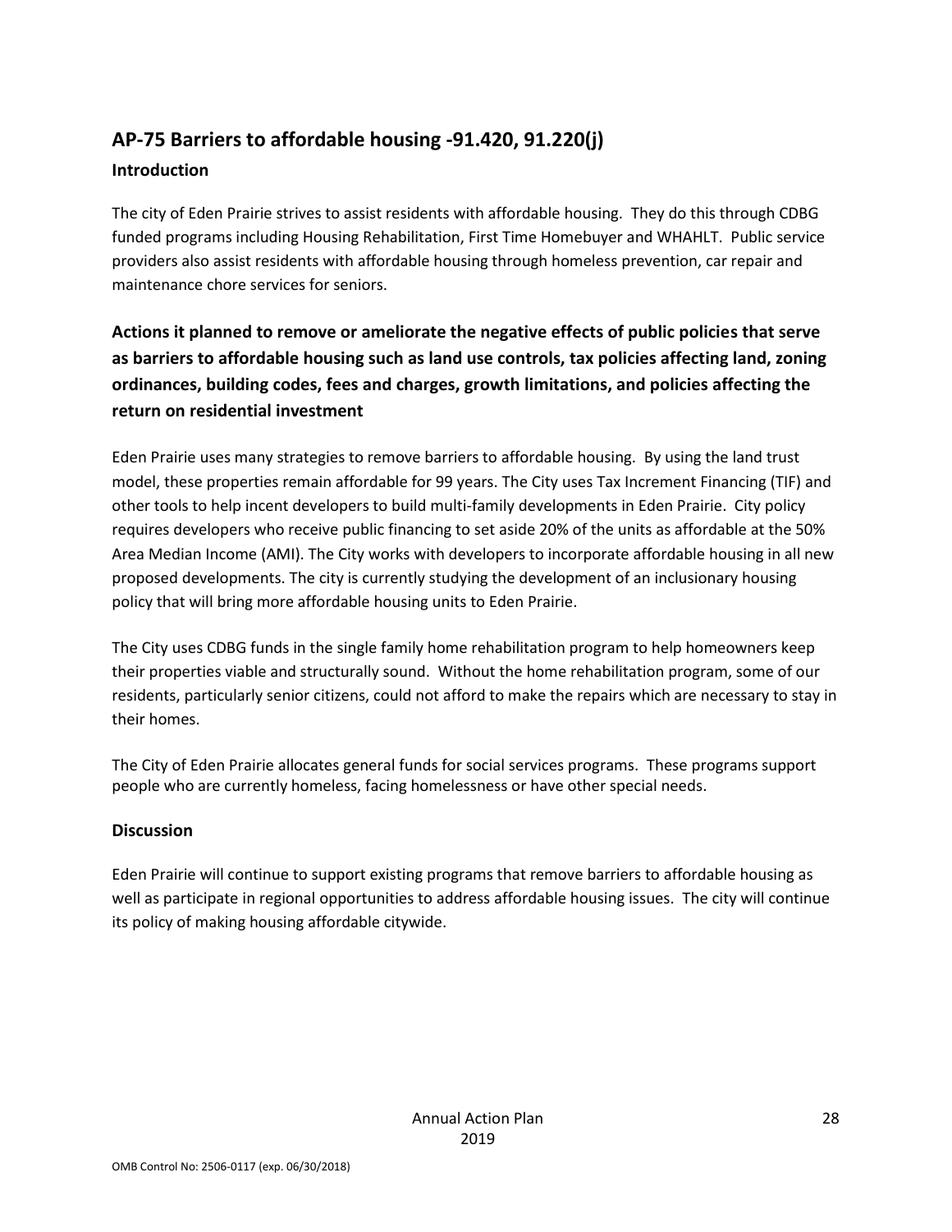## AP-75 Barriers to affordable housing -91.420, 91.220(j)

### Introduction

The city of Eden Prairie strives to assist residents with affordable housing. They do this through CDBG funded programs including Housing Rehabilitation, First Time Homebuyer and WHAHLT. Public service providers also assist residents with affordable housing through homeless prevention, car repair and maintenance chore services for seniors.

### Actions it planned to remove or ameliorate the negative effects of public policies that serve as barriers to affordable housing such as land use controls, tax policies affecting land, zoning ordinances, building codes, fees and charges, growth limitations, and policies affecting the return on residential investment

Eden Prairie uses many strategies to remove barriers to affordable housing. By using the land trust model, these properties remain affordable for 99 years. The City uses Tax Increment Financing (TIF) and other tools to help incent developers to build multi-family developments in Eden Prairie. City policy requires developers who receive public financing to set aside 20% of the units as affordable at the 50% Area Median Income (AMI). The City works with developers to incorporate affordable housing in all new proposed developments. The city is currently studying the development of an inclusionary housing policy that will bring more affordable housing units to Eden Prairie.

The City uses CDBG funds in the single family home rehabilitation program to help homeowners keep their properties viable and structurally sound. Without the home rehabilitation program, some of our residents, particularly senior citizens, could not afford to make the repairs which are necessary to stay in their homes.

The City of Eden Prairie allocates general funds for social services programs. These programs support people who are currently homeless, facing homelessness or have other special needs.

### Discussion

Eden Prairie will continue to support existing programs that remove barriers to affordable housing as well as participate in regional opportunities to address affordable housing issues. The city will continue its policy of making housing affordable citywide.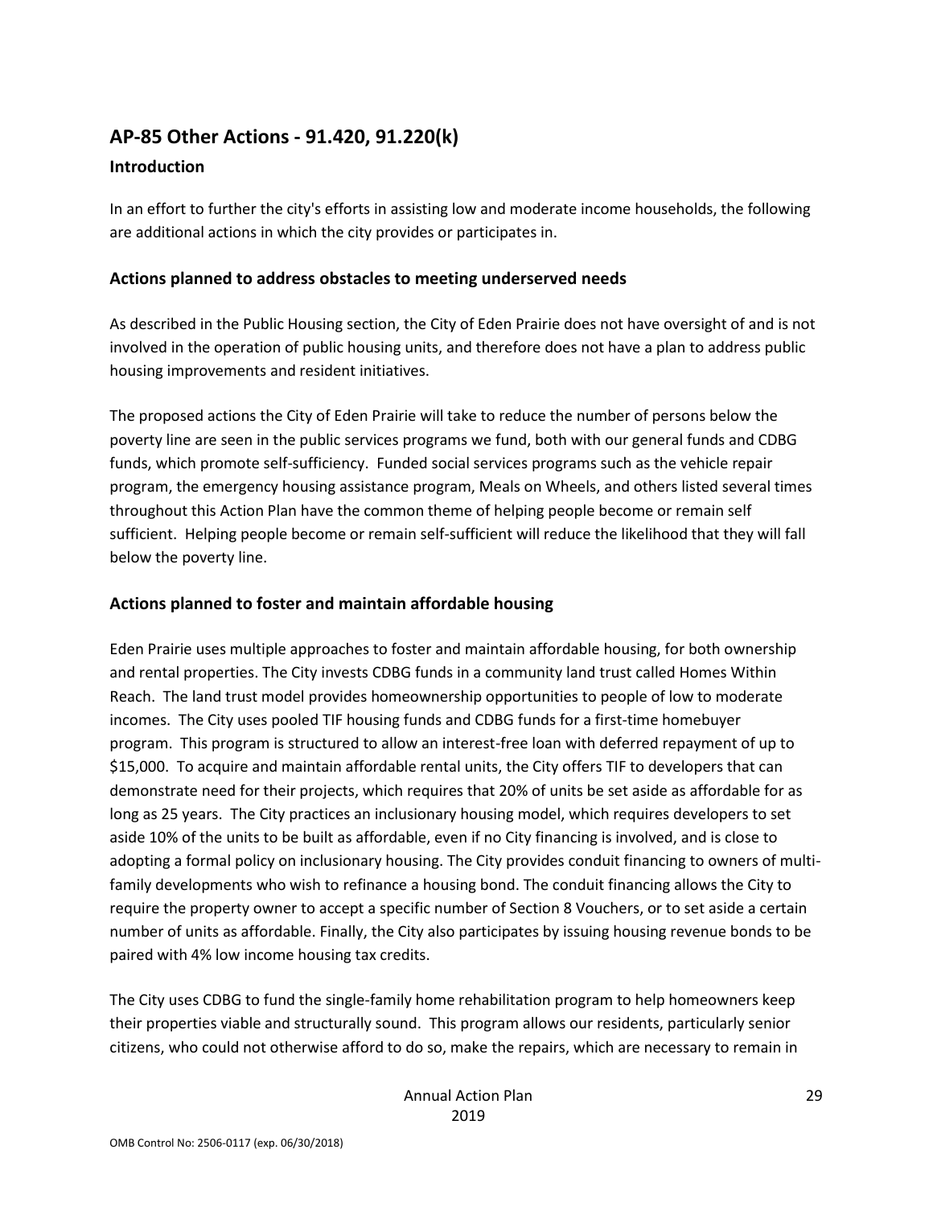## AP-85 Other Actions - 91.420, 91.220(k)

### Introduction

In an effort to further the city's efforts in assisting low and moderate income households, the following are additional actions in which the city provides or participates in.

### Actions planned to address obstacles to meeting underserved needs

As described in the Public Housing section, the City of Eden Prairie does not have oversight of and is not involved in the operation of public housing units, and therefore does not have a plan to address public housing improvements and resident initiatives.

The proposed actions the City of Eden Prairie will take to reduce the number of persons below the poverty line are seen in the public services programs we fund, both with our general funds and CDBG funds, which promote self-sufficiency. Funded social services programs such as the vehicle repair program, the emergency housing assistance program, Meals on Wheels, and others listed several times throughout this Action Plan have the common theme of helping people become or remain self sufficient. Helping people become or remain self-sufficient will reduce the likelihood that they will fall below the poverty line.

### Actions planned to foster and maintain affordable housing

Eden Prairie uses multiple approaches to foster and maintain affordable housing, for both ownership and rental properties. The City invests CDBG funds in a community land trust called Homes Within Reach. The land trust model provides homeownership opportunities to people of low to moderate incomes. The City uses pooled TIF housing funds and CDBG funds for a first-time homebuyer program. This program is structured to allow an interest-free loan with deferred repayment of up to $15,000. To acquire and maintain affordable rental units, the City offers TIF to developers that can demonstrate need for their projects, which requires that 20% of units be set aside as affordable for as long as 25 years. The City practices an inclusionary housing model, which requires developers to set aside 10% of the units to be built as affordable, even if no City financing is involved, and is close to adopting a formal policy on inclusionary housing. The City provides conduit financing to owners of multi-family developments who wish to refinance a housing bond. The conduit financing allows the City to require the property owner to accept a specific number of Section 8 Vouchers, or to set aside a certain number of units as affordable. Finally, the City also participates by issuing housing revenue bonds to be paired with 4% low income housing tax credits.

The City uses CDBG to fund the single-family home rehabilitation program to help homeowners keep their properties viable and structurally sound. This program allows our residents, particularly senior citizens, who could not otherwise afford to do so, make the repairs, which are necessary to remain in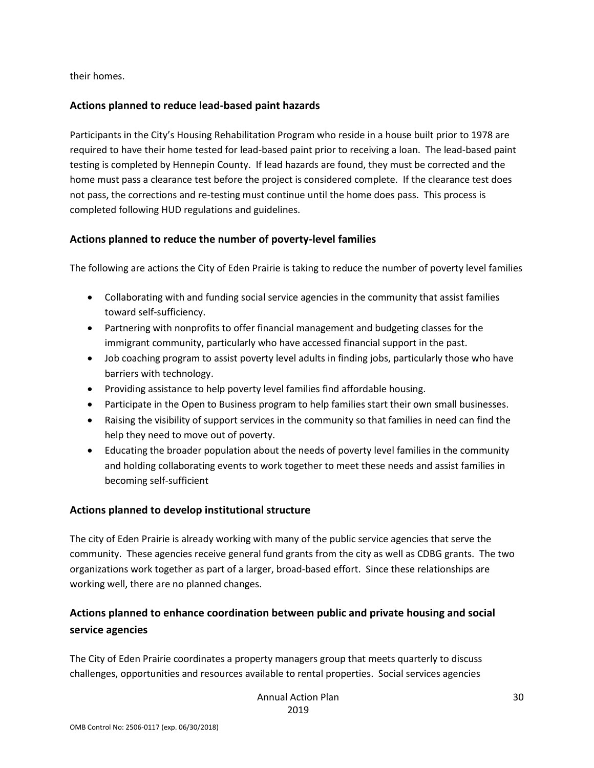their homes.

## Actions planned to reduce lead-based paint hazards

Participants in the City's Housing Rehabilitation Program who reside in a house built prior to 1978 are required to have their home tested for lead-based paint prior to receiving a loan. The lead-based paint testing is completed by Hennepin County. If lead hazards are found, they must be corrected and the home must pass a clearance test before the project is considered complete. If the clearance test does not pass, the corrections and re-testing must continue until the home does pass. This process is completed following HUD regulations and guidelines.

## Actions planned to reduce the number of poverty-level families

The following are actions the City of Eden Prairie is taking to reduce the number of poverty level families

- Collaborating with and funding social service agencies in the community that assist families toward self-sufficiency.
- Partnering with nonprofits to offer financial management and budgeting classes for the immigrant community, particularly who have accessed financial support in the past.
- Job coaching program to assist poverty level adults in finding jobs, particularly those who have barriers with technology.
- Providing assistance to help poverty level families find affordable housing.
- Participate in the Open to Business program to help families start their own small businesses.
- Raising the visibility of support services in the community so that families in need can find the help they need to move out of poverty.
- Educating the broader population about the needs of poverty level families in the community and holding collaborating events to work together to meet these needs and assist families in becoming self-sufficient

## Actions planned to develop institutional structure

The city of Eden Prairie is already working with many of the public service agencies that serve the community. These agencies receive general fund grants from the city as well as CDBG grants. The two organizations work together as part of a larger, broad-based effort. Since these relationships are working well, there are no planned changes.

## Actions planned to enhance coordination between public and private housing and social service agencies

The City of Eden Prairie coordinates a property managers group that meets quarterly to discuss challenges, opportunities and resources available to rental properties. Social services agencies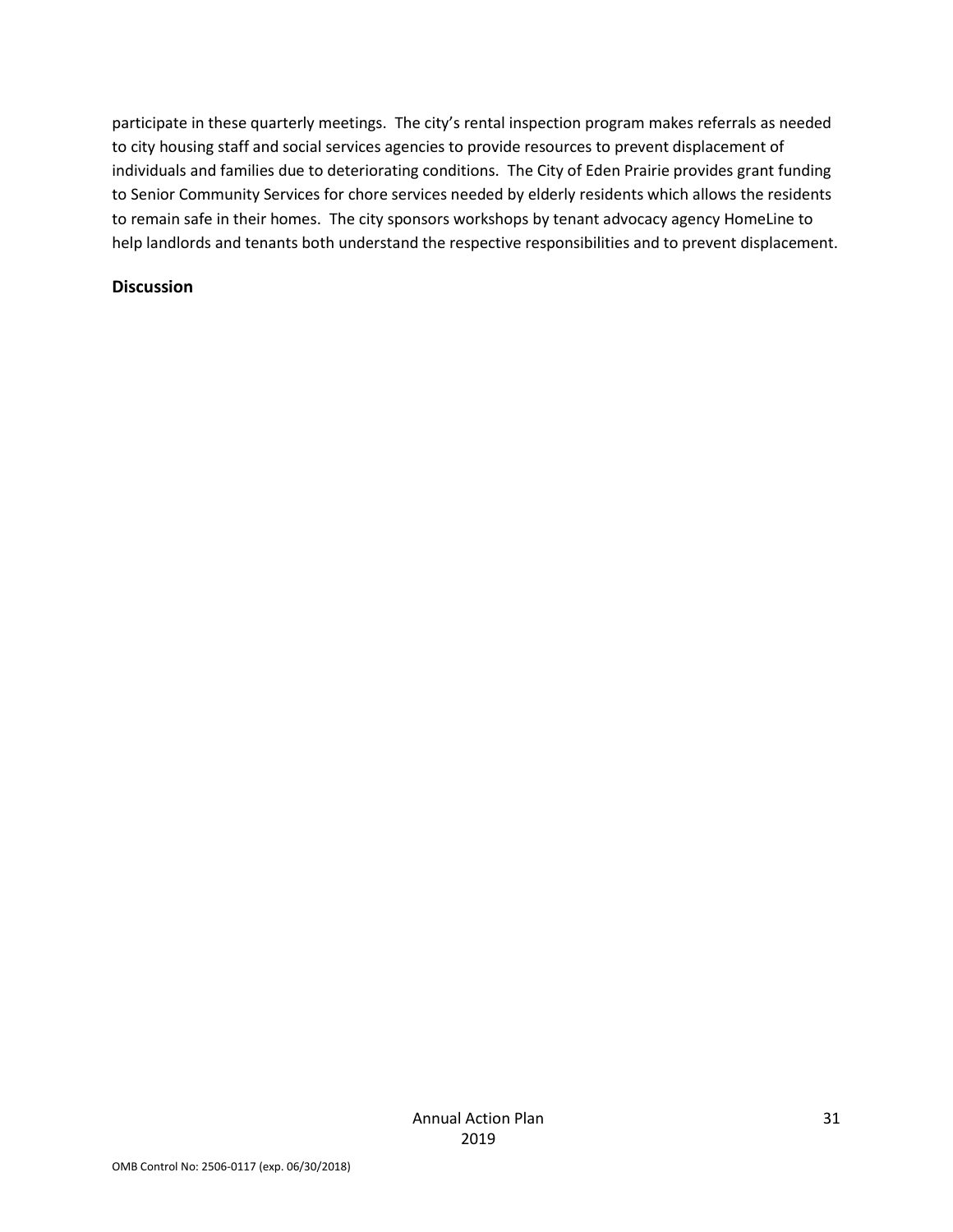participate in these quarterly meetings. The city's rental inspection program makes referrals as needed to city housing staff and social services agencies to provide resources to prevent displacement of individuals and families due to deteriorating conditions. The City of Eden Prairie provides grant funding to Senior Community Services for chore services needed by elderly residents which allows the residents to remain safe in their homes. The city sponsors workshops by tenant advocacy agency HomeLine to help landlords and tenants both understand the respective responsibilities and to prevent displacement.

**Discussion**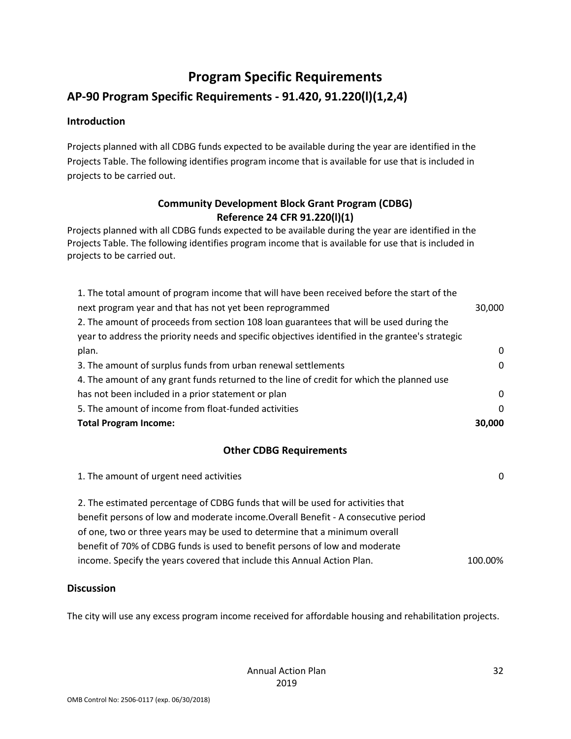# Program Specific Requirements

## AP-90 Program Specific Requirements - 91.420, 91.220(l)(1,2,4)

### Introduction

Projects planned with all CDBG funds expected to be available during the year are identified in the Projects Table. The following identifies program income that is available for use that is included in projects to be carried out.

**Community Development Block Grant Program (CDBG)**
**Reference 24 CFR 91.220(l)(1)**

Projects planned with all CDBG funds expected to be available during the year are identified in the Projects Table. The following identifies program income that is available for use that is included in projects to be carried out.

| | |
|---|---|
| 1. The total amount of program income that will have been received before the start of the next program year and that has not yet been reprogrammed | 30,000 |
| 2. The amount of proceeds from section 108 loan guarantees that will be used during the year to address the priority needs and specific objectives identified in the grantee's strategic plan. | 0 |
| 3. The amount of surplus funds from urban renewal settlements | 0 |
| 4. The amount of any grant funds returned to the line of credit for which the planned use has not been included in a prior statement or plan | 0 |
| 5. The amount of income from float-funded activities | 0 |
| **Total Program Income:** | **30,000** |

**Other CDBG Requirements**

| | |
|---|---|
| 1. The amount of urgent need activities | 0 |
| 2. The estimated percentage of CDBG funds that will be used for activities that benefit persons of low and moderate income.Overall Benefit - A consecutive period of one, two or three years may be used to determine that a minimum overall benefit of 70% of CDBG funds is used to benefit persons of low and moderate income. Specify the years covered that include this Annual Action Plan. | 100.00% |

### Discussion

The city will use any excess program income received for affordable housing and rehabilitation projects.